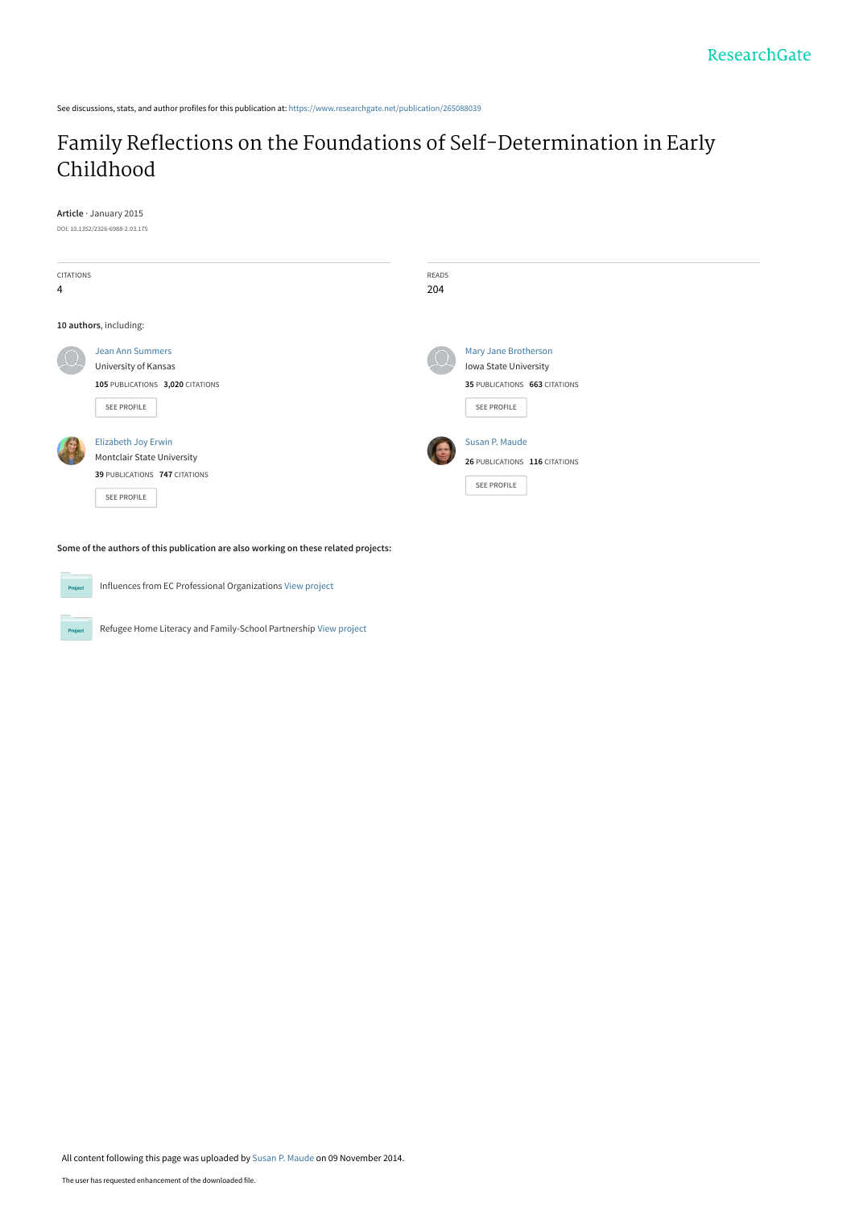See discussions, stats, and author profiles for this publication at: https://www.researchgate.net/publication/265088039

# Family Reflections on the Foundations of Self-Determination in Early Childhood

**Article** · January 2015

DOI: 10.1352/2326-6988-2.03.175

CITATIONS
4

READS
204

**10 authors**, including:

Jean Ann Summers
University of Kansas
**105** PUBLICATIONS **3,020** CITATIONS

SEE PROFILE

Mary Jane Brotherson
Iowa State University
**35** PUBLICATIONS **663** CITATIONS

SEE PROFILE

Elizabeth Joy Erwin
Montclair State University
**39** PUBLICATIONS **747** CITATIONS

SEE PROFILE

Susan P. Maude
**26** PUBLICATIONS **116** CITATIONS

SEE PROFILE

**Some of the authors of this publication are also working on these related projects:**

Influences from EC Professional Organizations View project

Refugee Home Literacy and Family-School Partnership View project

All content following this page was uploaded by Susan P. Maude on 09 November 2014.

The user has requested enhancement of the downloaded file.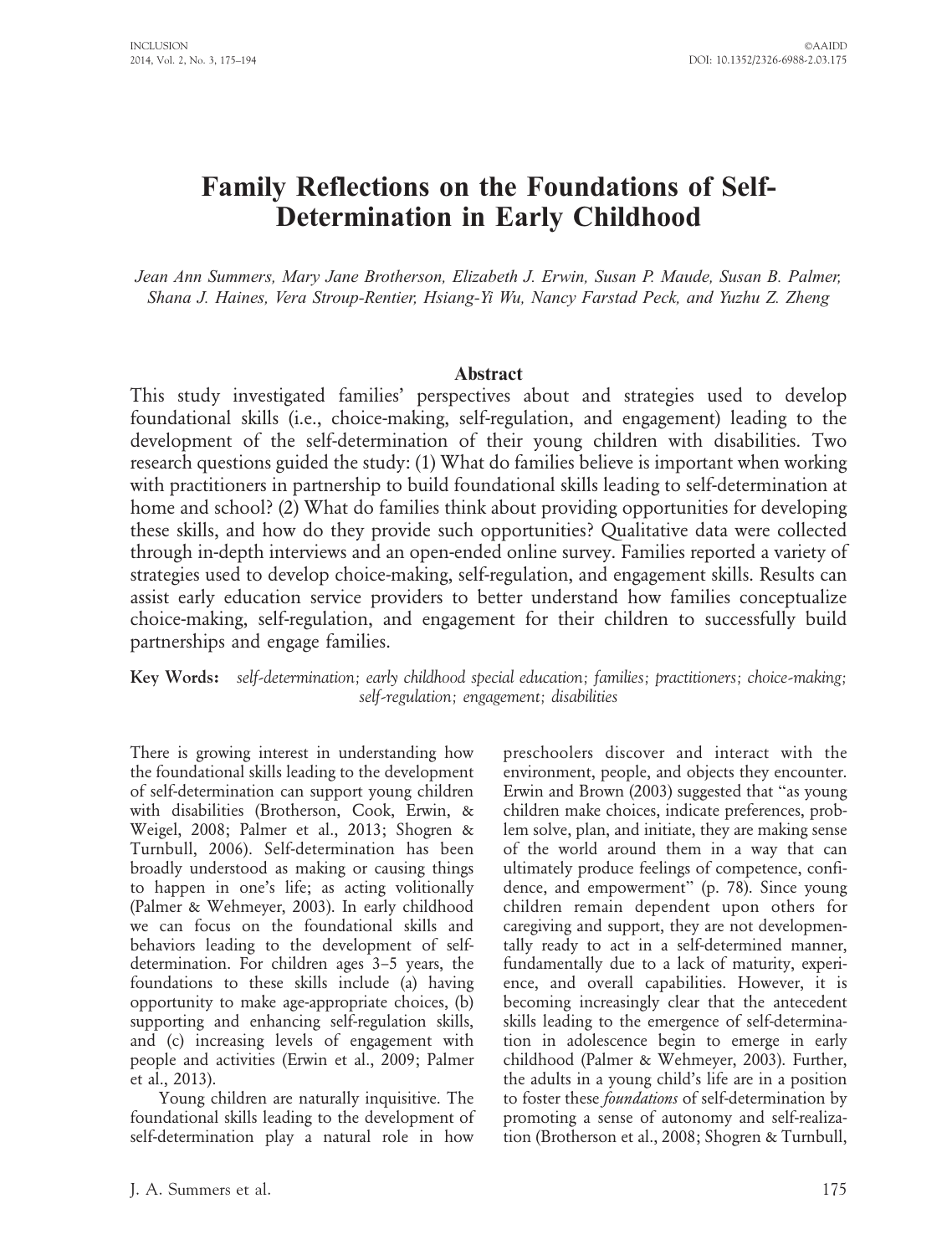# Family Reflections on the Foundations of Self-Determination in Early Childhood

*Jean Ann Summers, Mary Jane Brotherson, Elizabeth J. Erwin, Susan P. Maude, Susan B. Palmer, Shana J. Haines, Vera Stroup-Rentier, Hsiang-Yi Wu, Nancy Farstad Peck, and Yuzhu Z. Zheng*

## Abstract

This study investigated families' perspectives about and strategies used to develop foundational skills (i.e., choice-making, self-regulation, and engagement) leading to the development of the self-determination of their young children with disabilities. Two research questions guided the study: (1) What do families believe is important when working with practitioners in partnership to build foundational skills leading to self-determination at home and school? (2) What do families think about providing opportunities for developing these skills, and how do they provide such opportunities? Qualitative data were collected through in-depth interviews and an open-ended online survey. Families reported a variety of strategies used to develop choice-making, self-regulation, and engagement skills. Results can assist early education service providers to better understand how families conceptualize choice-making, self-regulation, and engagement for their children to successfully build partnerships and engage families.

**Key Words:** *self-determination; early childhood special education; families; practitioners; choice-making; self-regulation; engagement; disabilities*

There is growing interest in understanding how the foundational skills leading to the development of self-determination can support young children with disabilities (Brotherson, Cook, Erwin, & Weigel, 2008; Palmer et al., 2013; Shogren & Turnbull, 2006). Self-determination has been broadly understood as making or causing things to happen in one's life; as acting volitionally (Palmer & Wehmeyer, 2003). In early childhood we can focus on the foundational skills and behaviors leading to the development of self-determination. For children ages 3–5 years, the foundations to these skills include (a) having opportunity to make age-appropriate choices, (b) supporting and enhancing self-regulation skills, and (c) increasing levels of engagement with people and activities (Erwin et al., 2009; Palmer et al., 2013).

Young children are naturally inquisitive. The foundational skills leading to the development of self-determination play a natural role in how preschoolers discover and interact with the environment, people, and objects they encounter. Erwin and Brown (2003) suggested that "as young children make choices, indicate preferences, problem solve, plan, and initiate, they are making sense of the world around them in a way that can ultimately produce feelings of competence, confidence, and empowerment" (p. 78). Since young children remain dependent upon others for caregiving and support, they are not developmentally ready to act in a self-determined manner, fundamentally due to a lack of maturity, experience, and overall capabilities. However, it is becoming increasingly clear that the antecedent skills leading to the emergence of self-determination in adolescence begin to emerge in early childhood (Palmer & Wehmeyer, 2003). Further, the adults in a young child's life are in a position to foster these *foundations* of self-determination by promoting a sense of autonomy and self-realization (Brotherson et al., 2008; Shogren & Turnbull,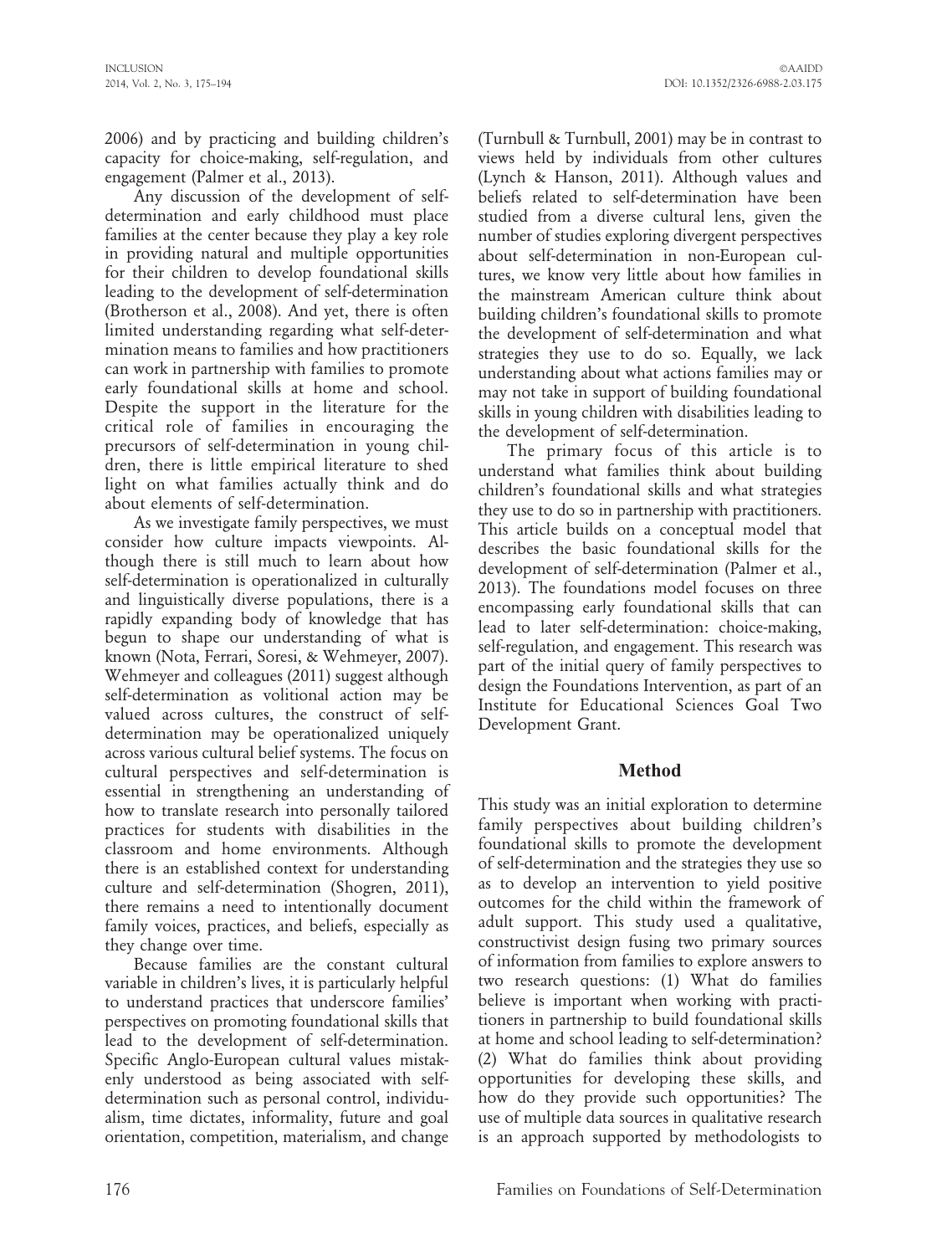2006) and by practicing and building children's capacity for choice-making, self-regulation, and engagement (Palmer et al., 2013).

Any discussion of the development of self-determination and early childhood must place families at the center because they play a key role in providing natural and multiple opportunities for their children to develop foundational skills leading to the development of self-determination (Brotherson et al., 2008). And yet, there is often limited understanding regarding what self-determination means to families and how practitioners can work in partnership with families to promote early foundational skills at home and school. Despite the support in the literature for the critical role of families in encouraging the precursors of self-determination in young children, there is little empirical literature to shed light on what families actually think and do about elements of self-determination.

As we investigate family perspectives, we must consider how culture impacts viewpoints. Although there is still much to learn about how self-determination is operationalized in culturally and linguistically diverse populations, there is a rapidly expanding body of knowledge that has begun to shape our understanding of what is known (Nota, Ferrari, Soresi, & Wehmeyer, 2007). Wehmeyer and colleagues (2011) suggest although self-determination as volitional action may be valued across cultures, the construct of self-determination may be operationalized uniquely across various cultural belief systems. The focus on cultural perspectives and self-determination is essential in strengthening an understanding of how to translate research into personally tailored practices for students with disabilities in the classroom and home environments. Although there is an established context for understanding culture and self-determination (Shogren, 2011), there remains a need to intentionally document family voices, practices, and beliefs, especially as they change over time.

Because families are the constant cultural variable in children's lives, it is particularly helpful to understand practices that underscore families' perspectives on promoting foundational skills that lead to the development of self-determination. Specific Anglo-European cultural values mistakenly understood as being associated with self-determination such as personal control, individualism, time dictates, informality, future and goal orientation, competition, materialism, and change (Turnbull & Turnbull, 2001) may be in contrast to views held by individuals from other cultures (Lynch & Hanson, 2011). Although values and beliefs related to self-determination have been studied from a diverse cultural lens, given the number of studies exploring divergent perspectives about self-determination in non-European cultures, we know very little about how families in the mainstream American culture think about building children's foundational skills to promote the development of self-determination and what strategies they use to do so. Equally, we lack understanding about what actions families may or may not take in support of building foundational skills in young children with disabilities leading to the development of self-determination.

The primary focus of this article is to understand what families think about building children's foundational skills and what strategies they use to do so in partnership with practitioners. This article builds on a conceptual model that describes the basic foundational skills for the development of self-determination (Palmer et al., 2013). The foundations model focuses on three encompassing early foundational skills that can lead to later self-determination: choice-making, self-regulation, and engagement. This research was part of the initial query of family perspectives to design the Foundations Intervention, as part of an Institute for Educational Sciences Goal Two Development Grant.

## Method

This study was an initial exploration to determine family perspectives about building children's foundational skills to promote the development of self-determination and the strategies they use so as to develop an intervention to yield positive outcomes for the child within the framework of adult support. This study used a qualitative, constructivist design fusing two primary sources of information from families to explore answers to two research questions: (1) What do families believe is important when working with practitioners in partnership to build foundational skills at home and school leading to self-determination? (2) What do families think about providing opportunities for developing these skills, and how do they provide such opportunities? The use of multiple data sources in qualitative research is an approach supported by methodologists to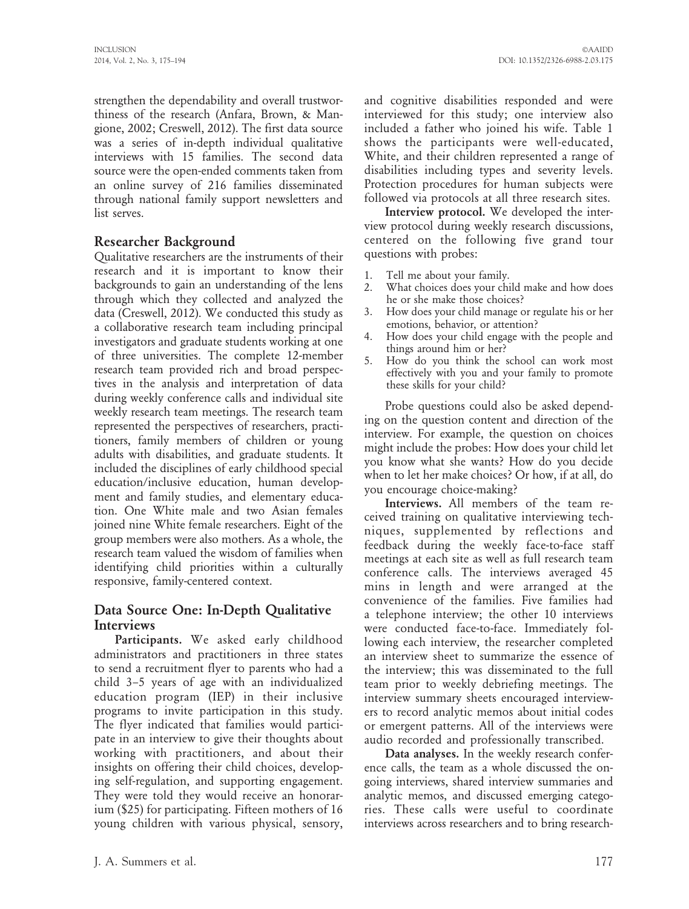strengthen the dependability and overall trustworthiness of the research (Anfara, Brown, & Mangione, 2002; Creswell, 2012). The first data source was a series of in-depth individual qualitative interviews with 15 families. The second data source were the open-ended comments taken from an online survey of 216 families disseminated through national family support newsletters and list serves.

## Researcher Background

Qualitative researchers are the instruments of their research and it is important to know their backgrounds to gain an understanding of the lens through which they collected and analyzed the data (Creswell, 2012). We conducted this study as a collaborative research team including principal investigators and graduate students working at one of three universities. The complete 12-member research team provided rich and broad perspectives in the analysis and interpretation of data during weekly conference calls and individual site weekly research team meetings. The research team represented the perspectives of researchers, practitioners, family members of children or young adults with disabilities, and graduate students. It included the disciplines of early childhood special education/inclusive education, human development and family studies, and elementary education. One White male and two Asian females joined nine White female researchers. Eight of the group members were also mothers. As a whole, the research team valued the wisdom of families when identifying child priorities within a culturally responsive, family-centered context.

## Data Source One: In-Depth Qualitative Interviews

**Participants.** We asked early childhood administrators and practitioners in three states to send a recruitment flyer to parents who had a child 3–5 years of age with an individualized education program (IEP) in their inclusive programs to invite participation in this study. The flyer indicated that families would participate in an interview to give their thoughts about working with practitioners, and about their insights on offering their child choices, developing self-regulation, and supporting engagement. They were told they would receive an honorarium ($25) for participating. Fifteen mothers of 16 young children with various physical, sensory, and cognitive disabilities responded and were interviewed for this study; one interview also included a father who joined his wife. Table 1 shows the participants were well-educated, White, and their children represented a range of disabilities including types and severity levels. Protection procedures for human subjects were followed via protocols at all three research sites.

**Interview protocol.** We developed the interview protocol during weekly research discussions, centered on the following five grand tour questions with probes:

1. Tell me about your family.
2. What choices does your child make and how does he or she make those choices?
3. How does your child manage or regulate his or her emotions, behavior, or attention?
4. How does your child engage with the people and things around him or her?
5. How do you think the school can work most effectively with you and your family to promote these skills for your child?

Probe questions could also be asked depending on the question content and direction of the interview. For example, the question on choices might include the probes: How does your child let you know what she wants? How do you decide when to let her make choices? Or how, if at all, do you encourage choice-making?

**Interviews.** All members of the team received training on qualitative interviewing techniques, supplemented by reflections and feedback during the weekly face-to-face staff meetings at each site as well as full research team conference calls. The interviews averaged 45 mins in length and were arranged at the convenience of the families. Five families had a telephone interview; the other 10 interviews were conducted face-to-face. Immediately following each interview, the researcher completed an interview sheet to summarize the essence of the interview; this was disseminated to the full team prior to weekly debriefing meetings. The interview summary sheets encouraged interviewers to record analytic memos about initial codes or emergent patterns. All of the interviews were audio recorded and professionally transcribed.

**Data analyses.** In the weekly research conference calls, the team as a whole discussed the ongoing interviews, shared interview summaries and analytic memos, and discussed emerging categories. These calls were useful to coordinate interviews across researchers and to bring research-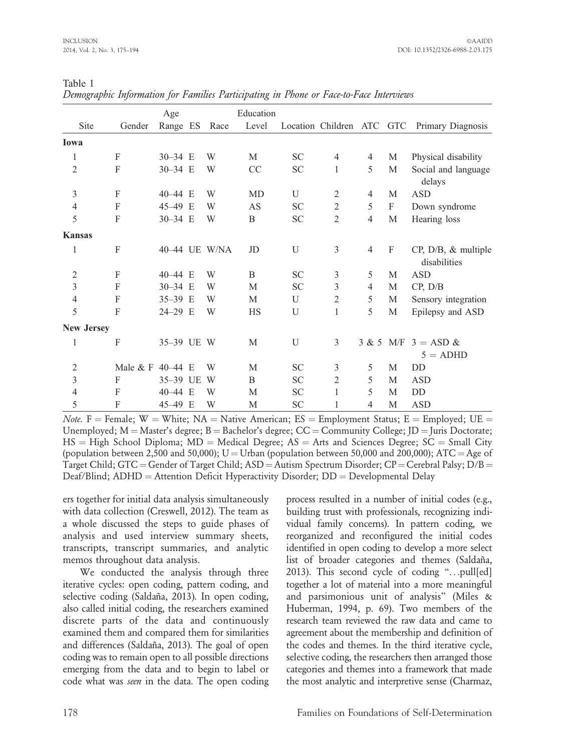Table 1
*Demographic Information for Families Participating in Phone or Face-to-Face Interviews*

| Site | Gender | Age Range | ES | Race | Education Level | Location | Children | ATC | GTC | Primary Diagnosis |
|---|---|---|---|---|---|---|---|---|---|---|
| **Iowa** | | | | | | | | | | |
| 1 | F | 30–34 | E | W | M | SC | 4 | 4 | M | Physical disability |
| 2 | F | 30–34 | E | W | CC | SC | 1 | 5 | M | Social and language delays |
| 3 | F | 40–44 | E | W | MD | U | 2 | 4 | M | ASD |
| 4 | F | 45–49 | E | W | AS | SC | 2 | 5 | F | Down syndrome |
| 5 | F | 30–34 | E | W | B | SC | 2 | 4 | M | Hearing loss |
| **Kansas** | | | | | | | | | | |
| 1 | F | 40–44 | UE | W/NA | JD | U | 3 | 4 | F | CP, D/B, & multiple disabilities |
| 2 | F | 40–44 | E | W | B | SC | 3 | 5 | M | ASD |
| 3 | F | 30–34 | E | W | M | SC | 3 | 4 | M | CP, D/B |
| 4 | F | 35–39 | E | W | M | U | 2 | 5 | M | Sensory integration |
| 5 | F | 24–29 | E | W | HS | U | 1 | 5 | M | Epilepsy and ASD |
| **New Jersey** | | | | | | | | | | |
| 1 | F | 35–39 | UE | W | M | U | 3 | 3 & 5 | M/F | 3 = ASD & 5 = ADHD |
| 2 | Male & F | 40–44 | E | W | M | SC | 3 | 5 | M | DD |
| 3 | F | 35–39 | UE | W | B | SC | 2 | 5 | M | ASD |
| 4 | F | 40–44 | E | W | M | SC | 1 | 5 | M | DD |
| 5 | F | 45–49 | E | W | M | SC | 1 | 4 | M | ASD |

*Note.* F = Female; W = White; NA = Native American; ES = Employment Status; E = Employed; UE = Unemployed; M = Master's degree; B = Bachelor's degree; CC = Community College; JD = Juris Doctorate; HS = High School Diploma; MD = Medical Degree; AS = Arts and Sciences Degree; SC = Small City (population between 2,500 and 50,000); U = Urban (population between 50,000 and 200,000); ATC = Age of Target Child; GTC = Gender of Target Child; ASD = Autism Spectrum Disorder; CP = Cerebral Palsy; D/B = Deaf/Blind; ADHD = Attention Deficit Hyperactivity Disorder; DD = Developmental Delay

ers together for initial data analysis simultaneously with data collection (Creswell, 2012). The team as a whole discussed the steps to guide phases of analysis and used interview summary sheets, transcripts, transcript summaries, and analytic memos throughout data analysis.

We conducted the analysis through three iterative cycles: open coding, pattern coding, and selective coding (Saldaña, 2013). In open coding, also called initial coding, the researchers examined discrete parts of the data and continuously examined them and compared them for similarities and differences (Saldaña, 2013). The goal of open coding was to remain open to all possible directions emerging from the data and to begin to label or code what was *seen* in the data. The open coding process resulted in a number of initial codes (e.g., building trust with professionals, recognizing individual family concerns). In pattern coding, we reorganized and reconfigured the initial codes identified in open coding to develop a more select list of broader categories and themes (Saldaña, 2013). This second cycle of coding "...pull[ed] together a lot of material into a more meaningful and parsimonious unit of analysis" (Miles & Huberman, 1994, p. 69). Two members of the research team reviewed the raw data and came to agreement about the membership and definition of the codes and themes. In the third iterative cycle, selective coding, the researchers then arranged those categories and themes into a framework that made the most analytic and interpretive sense (Charmaz,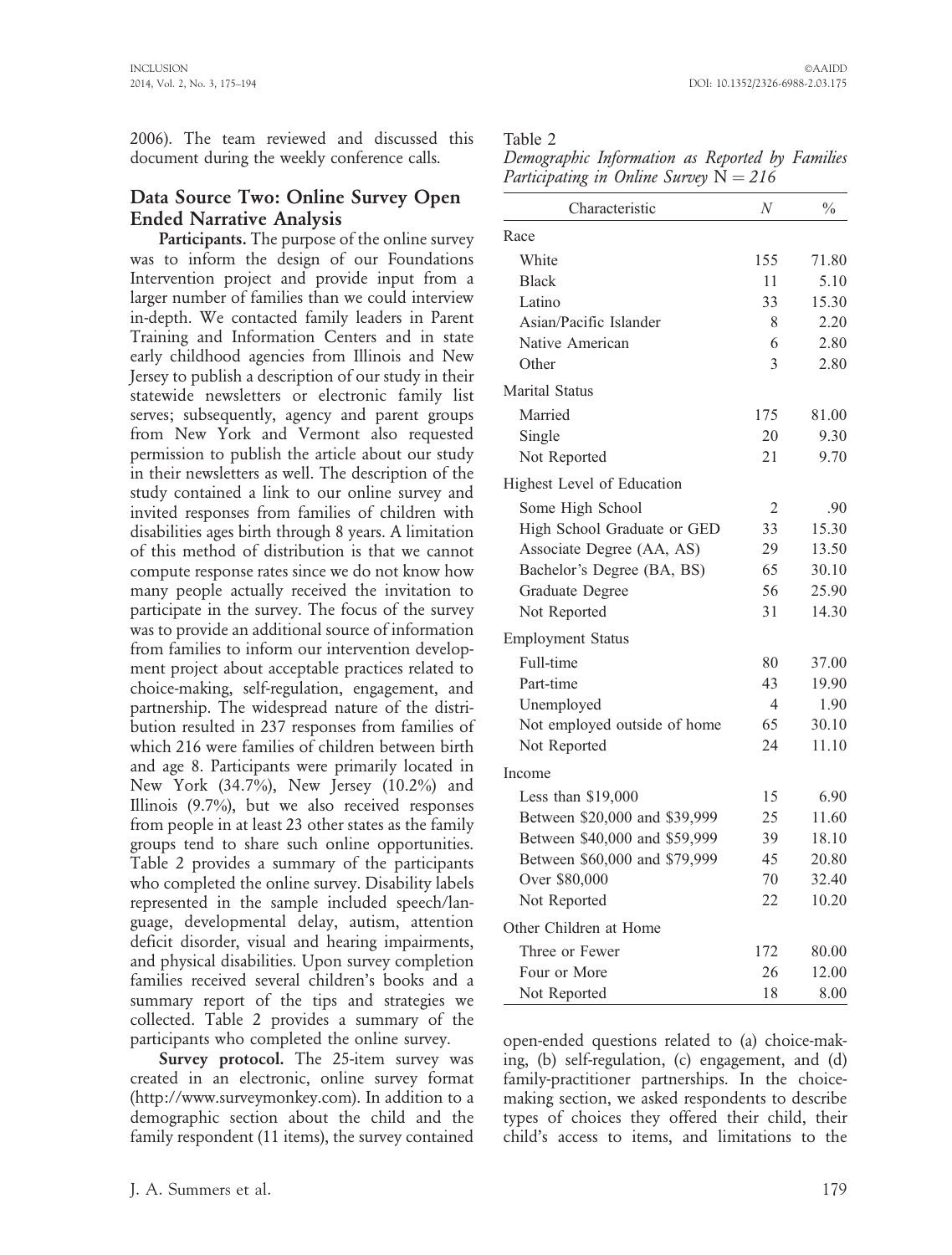2006). The team reviewed and discussed this document during the weekly conference calls.

## Data Source Two: Online Survey Open Ended Narrative Analysis

**Participants.** The purpose of the online survey was to inform the design of our Foundations Intervention project and provide input from a larger number of families than we could interview in-depth. We contacted family leaders in Parent Training and Information Centers and in state early childhood agencies from Illinois and New Jersey to publish a description of our study in their statewide newsletters or electronic family list serves; subsequently, agency and parent groups from New York and Vermont also requested permission to publish the article about our study in their newsletters as well. The description of the study contained a link to our online survey and invited responses from families of children with disabilities ages birth through 8 years. A limitation of this method of distribution is that we cannot compute response rates since we do not know how many people actually received the invitation to participate in the survey. The focus of the survey was to provide an additional source of information from families to inform our intervention development project about acceptable practices related to choice-making, self-regulation, engagement, and partnership. The widespread nature of the distribution resulted in 237 responses from families of which 216 were families of children between birth and age 8. Participants were primarily located in New York (34.7%), New Jersey (10.2%) and Illinois (9.7%), but we also received responses from people in at least 23 other states as the family groups tend to share such online opportunities. Table 2 provides a summary of the participants who completed the online survey. Disability labels represented in the sample included speech/language, developmental delay, autism, attention deficit disorder, visual and hearing impairments, and physical disabilities. Upon survey completion families received several children's books and a summary report of the tips and strategies we collected. Table 2 provides a summary of the participants who completed the online survey.

Table 2
*Demographic Information as Reported by Families Participating in Online Survey* N = *216*

| Characteristic | *N* | % |
|---|---|---|
| Race | | |
| White | 155 | 71.80 |
| Black | 11 | 5.10 |
| Latino | 33 | 15.30 |
| Asian/Pacific Islander | 8 | 2.20 |
| Native American | 6 | 2.80 |
| Other | 3 | 2.80 |
| Marital Status | | |
| Married | 175 | 81.00 |
| Single | 20 | 9.30 |
| Not Reported | 21 | 9.70 |
| Highest Level of Education | | |
| Some High School | 2 | .90 |
| High School Graduate or GED | 33 | 15.30 |
| Associate Degree (AA, AS) | 29 | 13.50 |
| Bachelor's Degree (BA, BS) | 65 | 30.10 |
| Graduate Degree | 56 | 25.90 |
| Not Reported | 31 | 14.30 |
| Employment Status | | |
| Full-time | 80 | 37.00 |
| Part-time | 43 | 19.90 |
| Unemployed | 4 | 1.90 |
| Not employed outside of home | 65 | 30.10 |
| Not Reported | 24 | 11.10 |
| Income | | |
| Less than $19,000 | 15 | 6.90 |
| Between $20,000 and $39,999 | 25 | 11.60 |
| Between $40,000 and $59,999 | 39 | 18.10 |
| Between $60,000 and $79,999 | 45 | 20.80 |
| Over $80,000 | 70 | 32.40 |
| Not Reported | 22 | 10.20 |
| Other Children at Home | | |
| Three or Fewer | 172 | 80.00 |
| Four or More | 26 | 12.00 |
| Not Reported | 18 | 8.00 |

**Survey protocol.** The 25-item survey was created in an electronic, online survey format (http://www.surveymonkey.com). In addition to a demographic section about the child and the family respondent (11 items), the survey contained open-ended questions related to (a) choice-making, (b) self-regulation, (c) engagement, and (d) family-practitioner partnerships. In the choice-making section, we asked respondents to describe types of choices they offered their child, their child's access to items, and limitations to the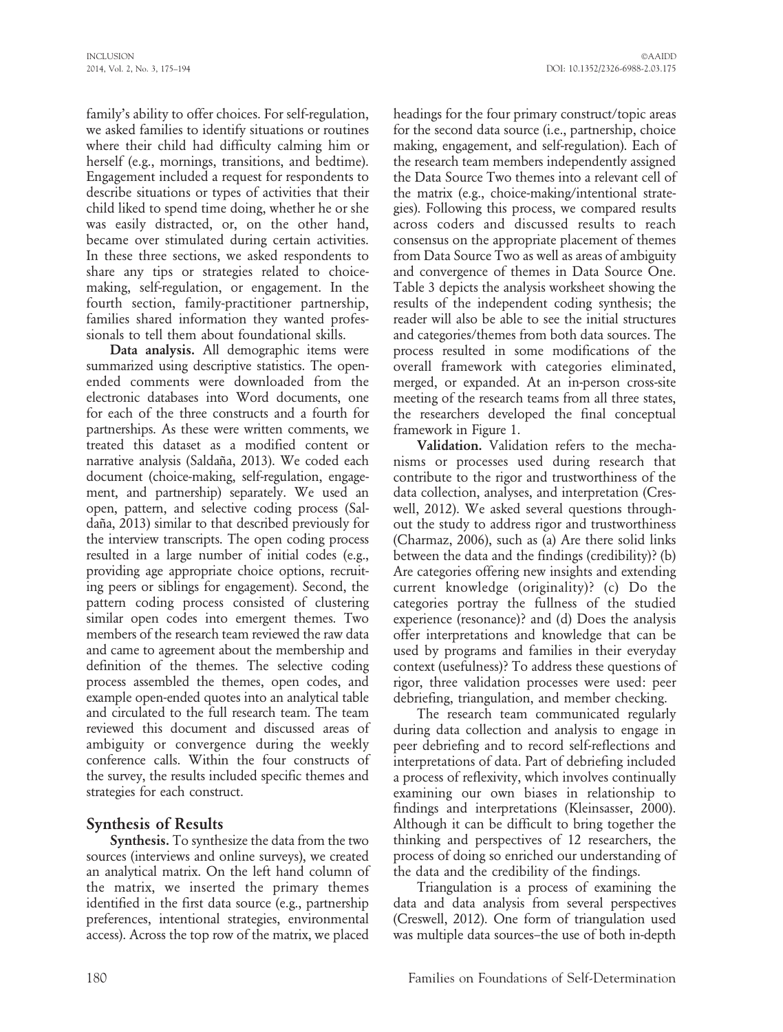family's ability to offer choices. For self-regulation, we asked families to identify situations or routines where their child had difficulty calming him or herself (e.g., mornings, transitions, and bedtime). Engagement included a request for respondents to describe situations or types of activities that their child liked to spend time doing, whether he or she was easily distracted, or, on the other hand, became over stimulated during certain activities. In these three sections, we asked respondents to share any tips or strategies related to choice-making, self-regulation, or engagement. In the fourth section, family-practitioner partnership, families shared information they wanted professionals to tell them about foundational skills.

**Data analysis.** All demographic items were summarized using descriptive statistics. The open-ended comments were downloaded from the electronic databases into Word documents, one for each of the three constructs and a fourth for partnerships. As these were written comments, we treated this dataset as a modified content or narrative analysis (Saldaña, 2013). We coded each document (choice-making, self-regulation, engagement, and partnership) separately. We used an open, pattern, and selective coding process (Saldaña, 2013) similar to that described previously for the interview transcripts. The open coding process resulted in a large number of initial codes (e.g., providing age appropriate choice options, recruiting peers or siblings for engagement). Second, the pattern coding process consisted of clustering similar open codes into emergent themes. Two members of the research team reviewed the raw data and came to agreement about the membership and definition of the themes. The selective coding process assembled the themes, open codes, and example open-ended quotes into an analytical table and circulated to the full research team. The team reviewed this document and discussed areas of ambiguity or convergence during the weekly conference calls. Within the four constructs of the survey, the results included specific themes and strategies for each construct.

## Synthesis of Results

**Synthesis.** To synthesize the data from the two sources (interviews and online surveys), we created an analytical matrix. On the left hand column of the matrix, we inserted the primary themes identified in the first data source (e.g., partnership preferences, intentional strategies, environmental access). Across the top row of the matrix, we placed headings for the four primary construct/topic areas for the second data source (i.e., partnership, choice making, engagement, and self-regulation). Each of the research team members independently assigned the Data Source Two themes into a relevant cell of the matrix (e.g., choice-making/intentional strategies). Following this process, we compared results across coders and discussed results to reach consensus on the appropriate placement of themes from Data Source Two as well as areas of ambiguity and convergence of themes in Data Source One. Table 3 depicts the analysis worksheet showing the results of the independent coding synthesis; the reader will also be able to see the initial structures and categories/themes from both data sources. The process resulted in some modifications of the overall framework with categories eliminated, merged, or expanded. At an in-person cross-site meeting of the research teams from all three states, the researchers developed the final conceptual framework in Figure 1.

**Validation.** Validation refers to the mechanisms or processes used during research that contribute to the rigor and trustworthiness of the data collection, analyses, and interpretation (Creswell, 2012). We asked several questions throughout the study to address rigor and trustworthiness (Charmaz, 2006), such as (a) Are there solid links between the data and the findings (credibility)? (b) Are categories offering new insights and extending current knowledge (originality)? (c) Do the categories portray the fullness of the studied experience (resonance)? and (d) Does the analysis offer interpretations and knowledge that can be used by programs and families in their everyday context (usefulness)? To address these questions of rigor, three validation processes were used: peer debriefing, triangulation, and member checking.

The research team communicated regularly during data collection and analysis to engage in peer debriefing and to record self-reflections and interpretations of data. Part of debriefing included a process of reflexivity, which involves continually examining our own biases in relationship to findings and interpretations (Kleinsasser, 2000). Although it can be difficult to bring together the thinking and perspectives of 12 researchers, the process of doing so enriched our understanding of the data and the credibility of the findings.

Triangulation is a process of examining the data and data analysis from several perspectives (Creswell, 2012). One form of triangulation used was multiple data sources–the use of both in-depth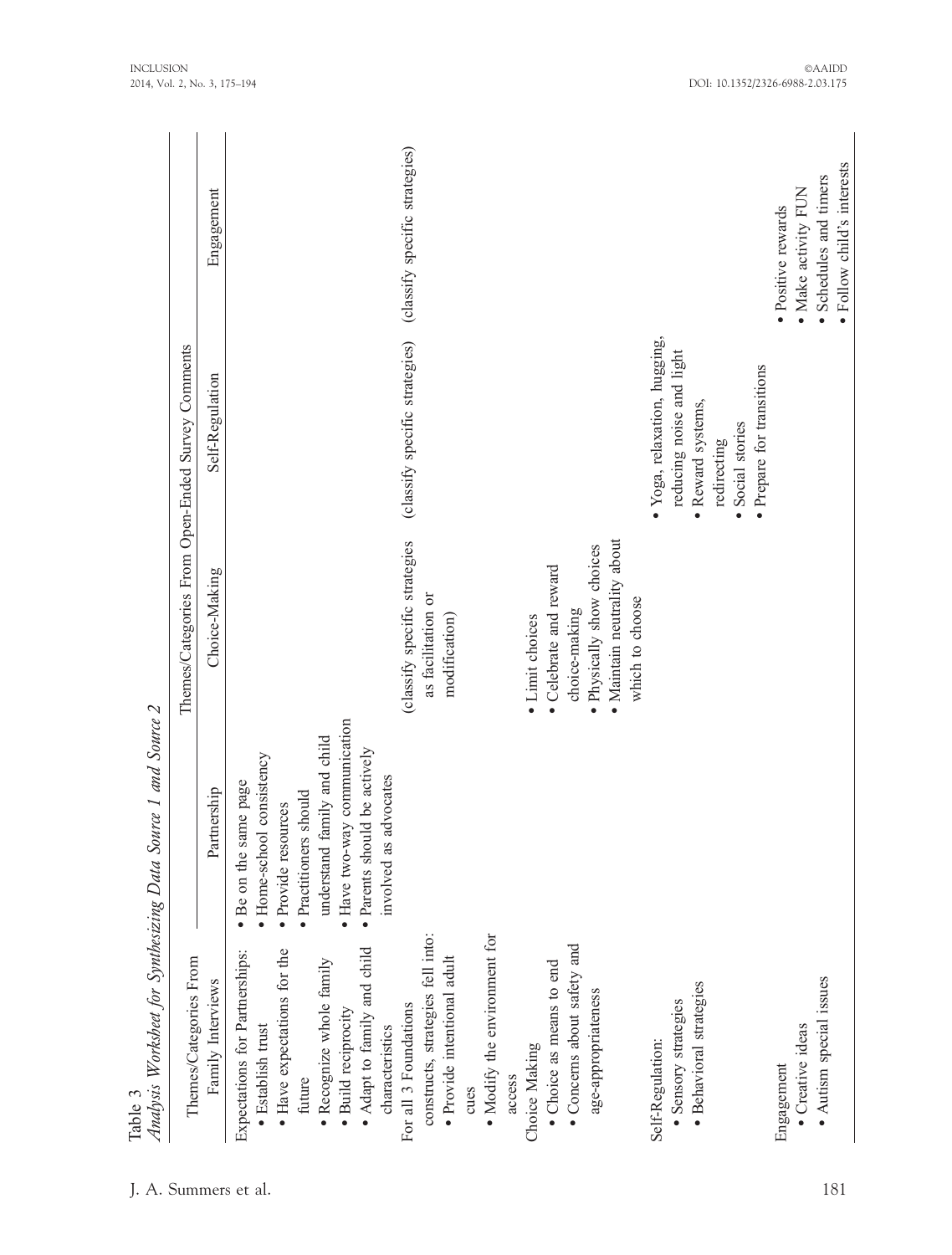Table 3
*Analysis Worksheet for Synthesizing Data Source 1 and Source 2*

| Themes/Categories From Family Interviews | Themes/Categories From Open-Ended Survey Comments | | | |
|---|---|---|---|---|
| | Partnership | Choice-Making | Self-Regulation | Engagement |
| Expectations for Partnerships:<br>• Establish trust<br>• Have expectations for the future<br>• Recognize whole family<br>• Build reciprocity<br>• Adapt to family and child characteristics | • Be on the same page<br>• Home-school consistency<br>• Provide resources<br>• Practitioners should understand family and child<br>• Have two-way communication<br>• Parents should be actively involved as advocates | | | |
| For all 3 Foundations constructs, strategies fell into:<br>• Provide intentional adult cues<br>• Modify the environment for access | | (classify specific strategies as facilitation or modification) | (classify specific strategies) | (classify specific strategies) |
| Choice Making<br>• Choice as means to end<br>• Concerns about safety and age-appropriateness | | • Limit choices<br>• Celebrate and reward choice-making<br>• Physically show choices<br>• Maintain neutrality about which to choose | | |
| Self-Regulation:<br>• Sensory strategies<br>• Behavioral strategies | | | • Yoga, relaxation, hugging, reducing noise and light<br>• Reward systems, redirecting<br>• Social stories<br>• Prepare for transitions | |
| Engagement<br>• Creative ideas<br>• Autism special issues | | | | • Positive rewards<br>• Make activity FUN<br>• Schedules and timers<br>• Follow child's interests |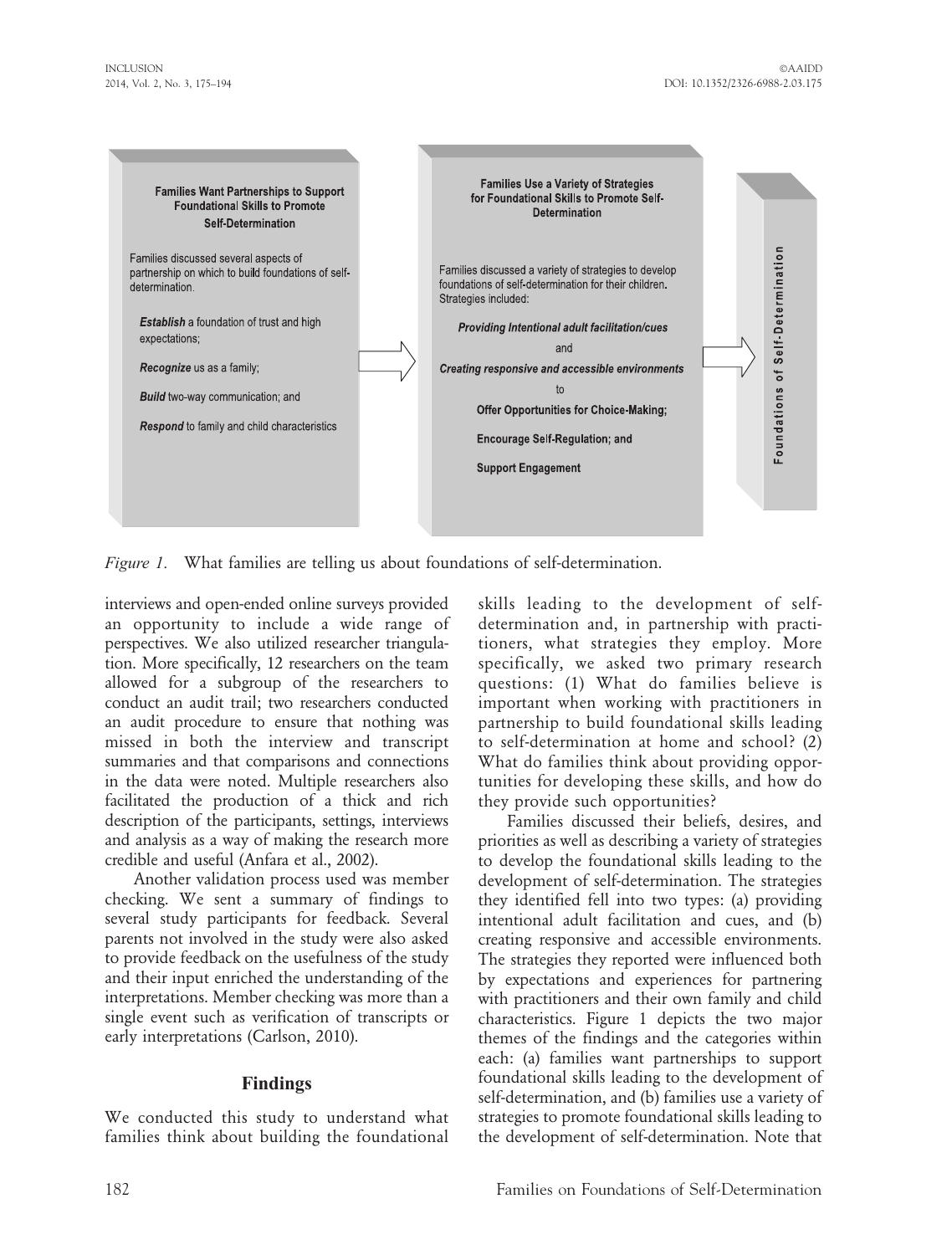**Families Want Partnerships to Support Foundational Skills to Promote Self-Determination**

Families discussed several aspects of partnership on which to build foundations of self-determination.

- ***Establish*** a foundation of trust and high expectations;
- ***Recognize*** us as a family;
- ***Build*** two-way communication; and
- ***Respond*** to family and child characteristics

**Families Use a Variety of Strategies for Foundational Skills to Promote Self-Determination**

Families discussed a variety of strategies to develop foundations of self-determination for their children. Strategies included:

***Providing Intentional adult facilitation/cues***

and

***Creating responsive and accessible environments***

to

**Offer Opportunities for Choice-Making;**

**Encourage Self-Regulation; and**

**Support Engagement**

**Foundations of Self-Determination**

*Figure 1.* What families are telling us about foundations of self-determination.

interviews and open-ended online surveys provided an opportunity to include a wide range of perspectives. We also utilized researcher triangulation. More specifically, 12 researchers on the team allowed for a subgroup of the researchers to conduct an audit trail; two researchers conducted an audit procedure to ensure that nothing was missed in both the interview and transcript summaries and that comparisons and connections in the data were noted. Multiple researchers also facilitated the production of a thick and rich description of the participants, settings, interviews and analysis as a way of making the research more credible and useful (Anfara et al., 2002).

Another validation process used was member checking. We sent a summary of findings to several study participants for feedback. Several parents not involved in the study were also asked to provide feedback on the usefulness of the study and their input enriched the understanding of the interpretations. Member checking was more than a single event such as verification of transcripts or early interpretations (Carlson, 2010).

## Findings

We conducted this study to understand what families think about building the foundational skills leading to the development of self-determination and, in partnership with practitioners, what strategies they employ. More specifically, we asked two primary research questions: (1) What do families believe is important when working with practitioners in partnership to build foundational skills leading to self-determination at home and school? (2) What do families think about providing opportunities for developing these skills, and how do they provide such opportunities?

Families discussed their beliefs, desires, and priorities as well as describing a variety of strategies to develop the foundational skills leading to the development of self-determination. The strategies they identified fell into two types: (a) providing intentional adult facilitation and cues, and (b) creating responsive and accessible environments. The strategies they reported were influenced both by expectations and experiences for partnering with practitioners and their own family and child characteristics. Figure 1 depicts the two major themes of the findings and the categories within each: (a) families want partnerships to support foundational skills leading to the development of self-determination, and (b) families use a variety of strategies to promote foundational skills leading to the development of self-determination. Note that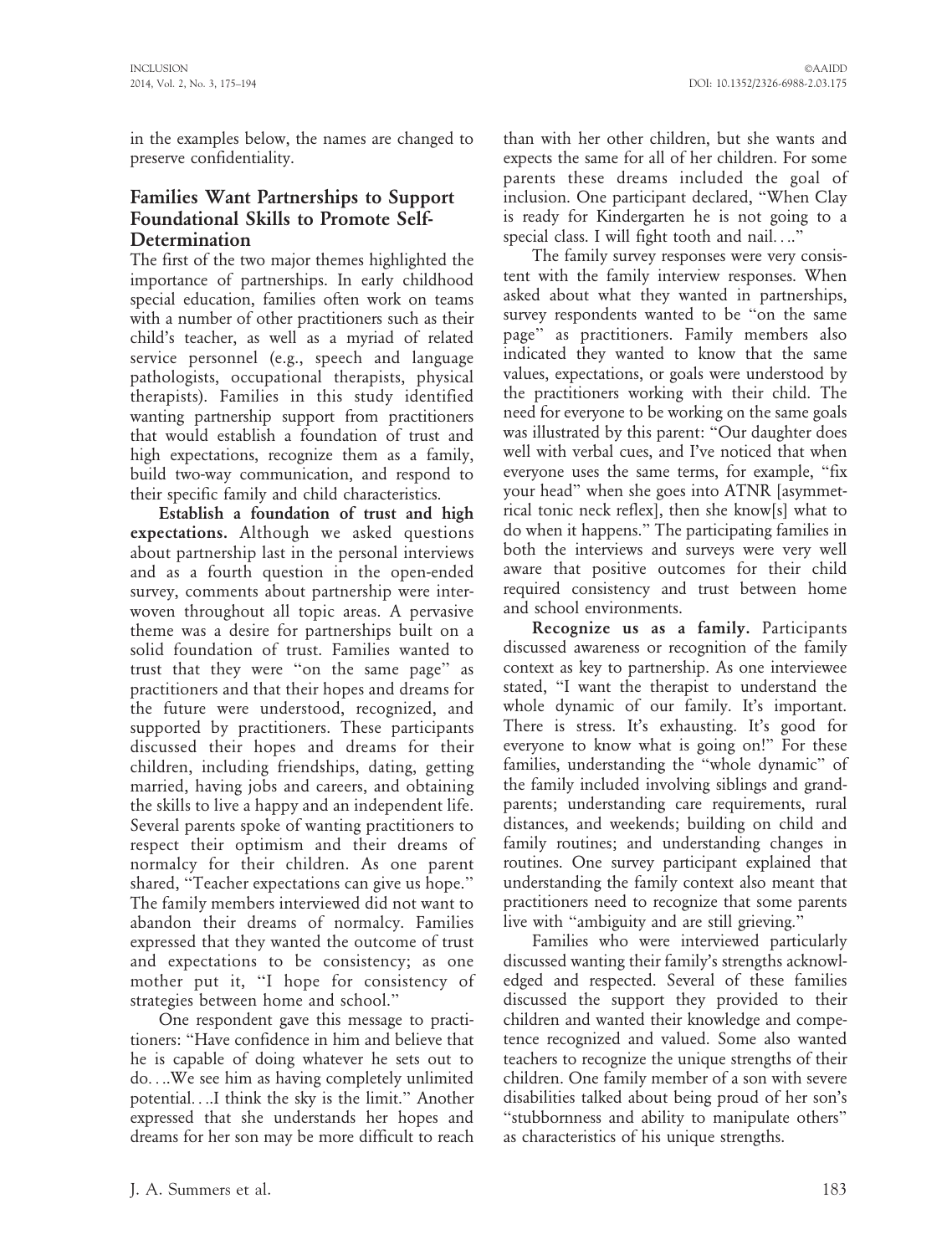in the examples below, the names are changed to preserve confidentiality.

## Families Want Partnerships to Support Foundational Skills to Promote Self-Determination

The first of the two major themes highlighted the importance of partnerships. In early childhood special education, families often work on teams with a number of other practitioners such as their child's teacher, as well as a myriad of related service personnel (e.g., speech and language pathologists, occupational therapists, physical therapists). Families in this study identified wanting partnership support from practitioners that would establish a foundation of trust and high expectations, recognize them as a family, build two-way communication, and respond to their specific family and child characteristics.

**Establish a foundation of trust and high expectations.** Although we asked questions about partnership last in the personal interviews and as a fourth question in the open-ended survey, comments about partnership were interwoven throughout all topic areas. A pervasive theme was a desire for partnerships built on a solid foundation of trust. Families wanted to trust that they were "on the same page" as practitioners and that their hopes and dreams for the future were understood, recognized, and supported by practitioners. These participants discussed their hopes and dreams for their children, including friendships, dating, getting married, having jobs and careers, and obtaining the skills to live a happy and an independent life. Several parents spoke of wanting practitioners to respect their optimism and their dreams of normalcy for their children. As one parent shared, "Teacher expectations can give us hope." The family members interviewed did not want to abandon their dreams of normalcy. Families expressed that they wanted the outcome of trust and expectations to be consistency; as one mother put it, "I hope for consistency of strategies between home and school."

One respondent gave this message to practitioners: "Have confidence in him and believe that he is capable of doing whatever he sets out to do….We see him as having completely unlimited potential….I think the sky is the limit." Another expressed that she understands her hopes and dreams for her son may be more difficult to reach than with her other children, but she wants and expects the same for all of her children. For some parents these dreams included the goal of inclusion. One participant declared, "When Clay is ready for Kindergarten he is not going to a special class. I will fight tooth and nail…."

The family survey responses were very consistent with the family interview responses. When asked about what they wanted in partnerships, survey respondents wanted to be "on the same page" as practitioners. Family members also indicated they wanted to know that the same values, expectations, or goals were understood by the practitioners working with their child. The need for everyone to be working on the same goals was illustrated by this parent: "Our daughter does well with verbal cues, and I've noticed that when everyone uses the same terms, for example, "fix your head" when she goes into ATNR [asymmetrical tonic neck reflex], then she know[s] what to do when it happens." The participating families in both the interviews and surveys were very well aware that positive outcomes for their child required consistency and trust between home and school environments.

**Recognize us as a family.** Participants discussed awareness or recognition of the family context as key to partnership. As one interviewee stated, "I want the therapist to understand the whole dynamic of our family. It's important. There is stress. It's exhausting. It's good for everyone to know what is going on!" For these families, understanding the "whole dynamic" of the family included involving siblings and grandparents; understanding care requirements, rural distances, and weekends; building on child and family routines; and understanding changes in routines. One survey participant explained that understanding the family context also meant that practitioners need to recognize that some parents live with "ambiguity and are still grieving."

Families who were interviewed particularly discussed wanting their family's strengths acknowledged and respected. Several of these families discussed the support they provided to their children and wanted their knowledge and competence recognized and valued. Some also wanted teachers to recognize the unique strengths of their children. One family member of a son with severe disabilities talked about being proud of her son's "stubbornness and ability to manipulate others" as characteristics of his unique strengths.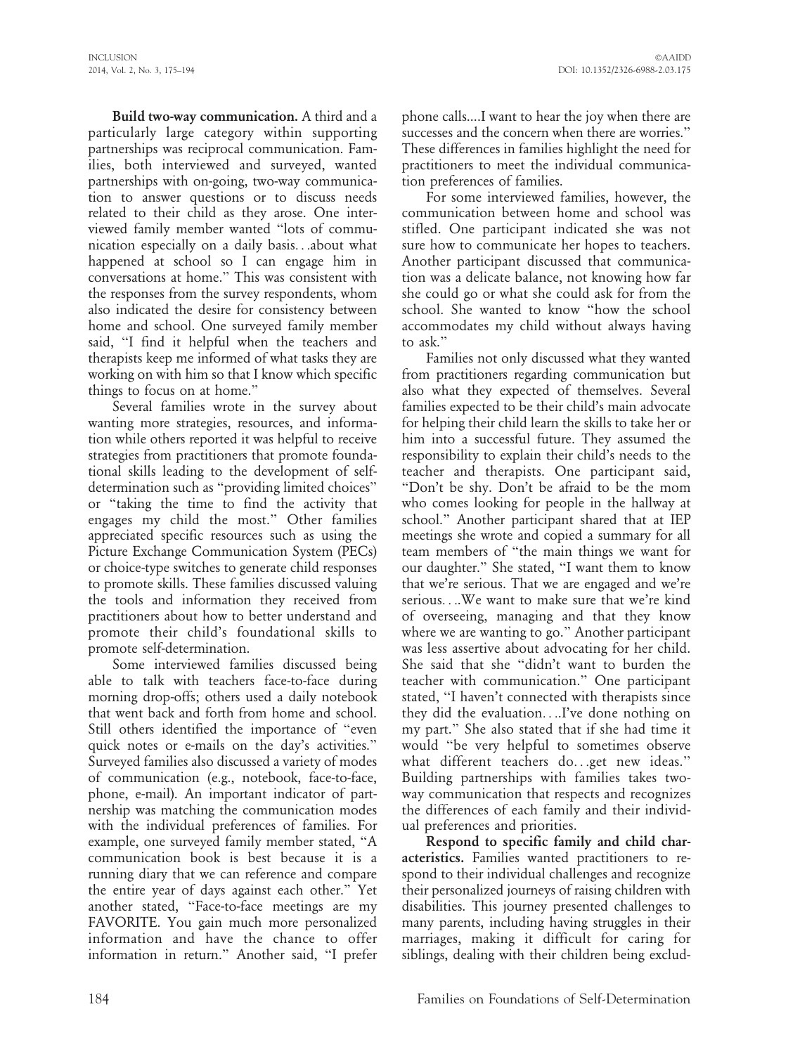**Build two-way communication.** A third and a particularly large category within supporting partnerships was reciprocal communication. Families, both interviewed and surveyed, wanted partnerships with on-going, two-way communication to answer questions or to discuss needs related to their child as they arose. One interviewed family member wanted "lots of communication especially on a daily basis…about what happened at school so I can engage him in conversations at home." This was consistent with the responses from the survey respondents, whom also indicated the desire for consistency between home and school. One surveyed family member said, "I find it helpful when the teachers and therapists keep me informed of what tasks they are working on with him so that I know which specific things to focus on at home."

Several families wrote in the survey about wanting more strategies, resources, and information while others reported it was helpful to receive strategies from practitioners that promote foundational skills leading to the development of self-determination such as "providing limited choices" or "taking the time to find the activity that engages my child the most." Other families appreciated specific resources such as using the Picture Exchange Communication System (PECs) or choice-type switches to generate child responses to promote skills. These families discussed valuing the tools and information they received from practitioners about how to better understand and promote their child's foundational skills to promote self-determination.

Some interviewed families discussed being able to talk with teachers face-to-face during morning drop-offs; others used a daily notebook that went back and forth from home and school. Still others identified the importance of "even quick notes or e-mails on the day's activities." Surveyed families also discussed a variety of modes of communication (e.g., notebook, face-to-face, phone, e-mail). An important indicator of partnership was matching the communication modes with the individual preferences of families. For example, one surveyed family member stated, "A communication book is best because it is a running diary that we can reference and compare the entire year of days against each other." Yet another stated, "Face-to-face meetings are my FAVORITE. You gain much more personalized information and have the chance to offer information in return." Another said, "I prefer phone calls....I want to hear the joy when there are successes and the concern when there are worries." These differences in families highlight the need for practitioners to meet the individual communication preferences of families.

For some interviewed families, however, the communication between home and school was stifled. One participant indicated she was not sure how to communicate her hopes to teachers. Another participant discussed that communication was a delicate balance, not knowing how far she could go or what she could ask for from the school. She wanted to know "how the school accommodates my child without always having to ask."

Families not only discussed what they wanted from practitioners regarding communication but also what they expected of themselves. Several families expected to be their child's main advocate for helping their child learn the skills to take her or him into a successful future. They assumed the responsibility to explain their child's needs to the teacher and therapists. One participant said, "Don't be shy. Don't be afraid to be the mom who comes looking for people in the hallway at school." Another participant shared that at IEP meetings she wrote and copied a summary for all team members of "the main things we want for our daughter." She stated, "I want them to know that we're serious. That we are engaged and we're serious.…We want to make sure that we're kind of overseeing, managing and that they know where we are wanting to go." Another participant was less assertive about advocating for her child. She said that she "didn't want to burden the teacher with communication." One participant stated, "I haven't connected with therapists since they did the evaluation.…I've done nothing on my part." She also stated that if she had time it would "be very helpful to sometimes observe what different teachers do…get new ideas." Building partnerships with families takes two-way communication that respects and recognizes the differences of each family and their individual preferences and priorities.

**Respond to specific family and child characteristics.** Families wanted practitioners to respond to their individual challenges and recognize their personalized journeys of raising children with disabilities. This journey presented challenges to many parents, including having struggles in their marriages, making it difficult for caring for siblings, dealing with their children being exclud-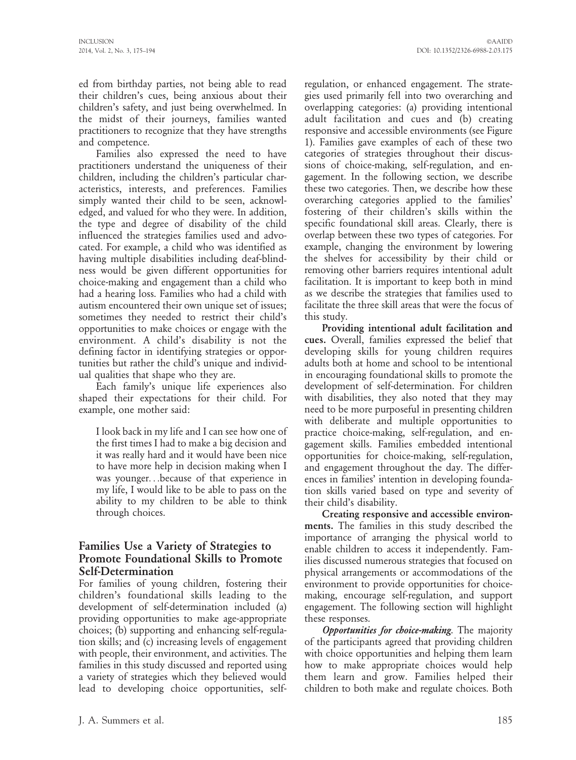ed from birthday parties, not being able to read their children's cues, being anxious about their children's safety, and just being overwhelmed. In the midst of their journeys, families wanted practitioners to recognize that they have strengths and competence.

Families also expressed the need to have practitioners understand the uniqueness of their children, including the children's particular characteristics, interests, and preferences. Families simply wanted their child to be seen, acknowledged, and valued for who they were. In addition, the type and degree of disability of the child influenced the strategies families used and advocated. For example, a child who was identified as having multiple disabilities including deaf-blindness would be given different opportunities for choice-making and engagement than a child who had a hearing loss. Families who had a child with autism encountered their own unique set of issues; sometimes they needed to restrict their child's opportunities to make choices or engage with the environment. A child's disability is not the defining factor in identifying strategies or opportunities but rather the child's unique and individual qualities that shape who they are.

Each family's unique life experiences also shaped their expectations for their child. For example, one mother said:

> I look back in my life and I can see how one of the first times I had to make a big decision and it was really hard and it would have been nice to have more help in decision making when I was younger…because of that experience in my life, I would like to be able to pass on the ability to my children to be able to think through choices.

## Families Use a Variety of Strategies to Promote Foundational Skills to Promote Self-Determination

For families of young children, fostering their children's foundational skills leading to the development of self-determination included (a) providing opportunities to make age-appropriate choices; (b) supporting and enhancing self-regulation skills; and (c) increasing levels of engagement with people, their environment, and activities. The families in this study discussed and reported using a variety of strategies which they believed would lead to developing choice opportunities, self-regulation, or enhanced engagement. The strategies used primarily fell into two overarching and overlapping categories: (a) providing intentional adult facilitation and cues and (b) creating responsive and accessible environments (see Figure 1). Families gave examples of each of these two categories of strategies throughout their discussions of choice-making, self-regulation, and engagement. In the following section, we describe these two categories. Then, we describe how these overarching categories applied to the families' fostering of their children's skills within the specific foundational skill areas. Clearly, there is overlap between these two types of categories. For example, changing the environment by lowering the shelves for accessibility by their child or removing other barriers requires intentional adult facilitation. It is important to keep both in mind as we describe the strategies that families used to facilitate the three skill areas that were the focus of this study.

**Providing intentional adult facilitation and cues.** Overall, families expressed the belief that developing skills for young children requires adults both at home and school to be intentional in encouraging foundational skills to promote the development of self-determination. For children with disabilities, they also noted that they may need to be more purposeful in presenting children with deliberate and multiple opportunities to practice choice-making, self-regulation, and engagement skills. Families embedded intentional opportunities for choice-making, self-regulation, and engagement throughout the day. The differences in families' intention in developing foundation skills varied based on type and severity of their child's disability.

**Creating responsive and accessible environments.** The families in this study described the importance of arranging the physical world to enable children to access it independently. Families discussed numerous strategies that focused on physical arrangements or accommodations of the environment to provide opportunities for choice-making, encourage self-regulation, and support engagement. The following section will highlight these responses.

***Opportunities for choice-making.*** The majority of the participants agreed that providing children with choice opportunities and helping them learn how to make appropriate choices would help them learn and grow. Families helped their children to both make and regulate choices. Both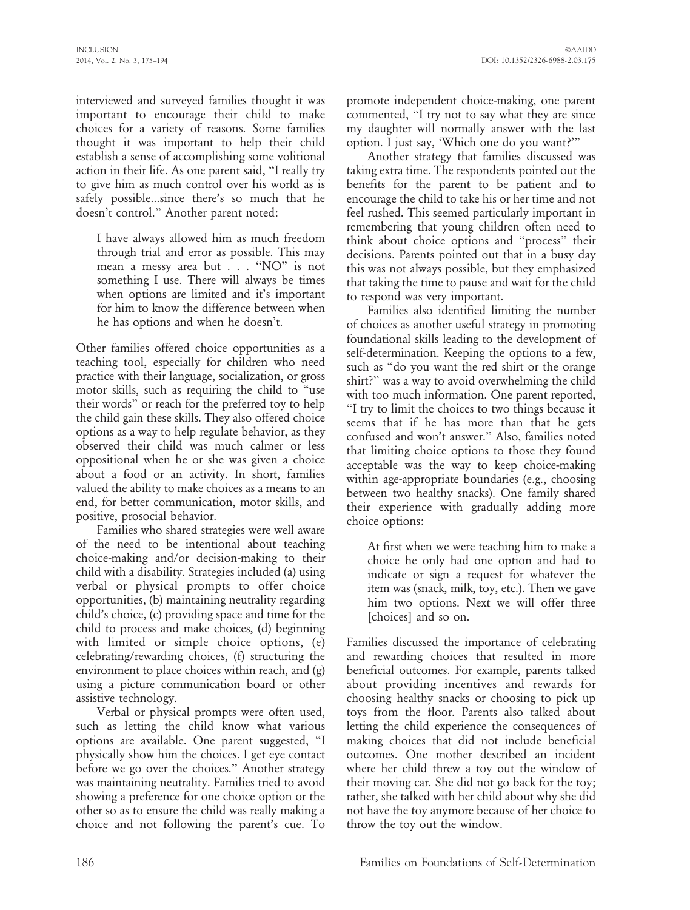interviewed and surveyed families thought it was important to encourage their child to make choices for a variety of reasons. Some families thought it was important to help their child establish a sense of accomplishing some volitional action in their life. As one parent said, "I really try to give him as much control over his world as is safely possible...since there's so much that he doesn't control." Another parent noted:

> I have always allowed him as much freedom through trial and error as possible. This may mean a messy area but . . . "NO" is not something I use. There will always be times when options are limited and it's important for him to know the difference between when he has options and when he doesn't.

Other families offered choice opportunities as a teaching tool, especially for children who need practice with their language, socialization, or gross motor skills, such as requiring the child to "use their words" or reach for the preferred toy to help the child gain these skills. They also offered choice options as a way to help regulate behavior, as they observed their child was much calmer or less oppositional when he or she was given a choice about a food or an activity. In short, families valued the ability to make choices as a means to an end, for better communication, motor skills, and positive, prosocial behavior.

Families who shared strategies were well aware of the need to be intentional about teaching choice-making and/or decision-making to their child with a disability. Strategies included (a) using verbal or physical prompts to offer choice opportunities, (b) maintaining neutrality regarding child's choice, (c) providing space and time for the child to process and make choices, (d) beginning with limited or simple choice options, (e) celebrating/rewarding choices, (f) structuring the environment to place choices within reach, and (g) using a picture communication board or other assistive technology.

Verbal or physical prompts were often used, such as letting the child know what various options are available. One parent suggested, "I physically show him the choices. I get eye contact before we go over the choices." Another strategy was maintaining neutrality. Families tried to avoid showing a preference for one choice option or the other so as to ensure the child was really making a choice and not following the parent's cue. To promote independent choice-making, one parent commented, "I try not to say what they are since my daughter will normally answer with the last option. I just say, 'Which one do you want?'"

Another strategy that families discussed was taking extra time. The respondents pointed out the benefits for the parent to be patient and to encourage the child to take his or her time and not feel rushed. This seemed particularly important in remembering that young children often need to think about choice options and "process" their decisions. Parents pointed out that in a busy day this was not always possible, but they emphasized that taking the time to pause and wait for the child to respond was very important.

Families also identified limiting the number of choices as another useful strategy in promoting foundational skills leading to the development of self-determination. Keeping the options to a few, such as "do you want the red shirt or the orange shirt?" was a way to avoid overwhelming the child with too much information. One parent reported, "I try to limit the choices to two things because it seems that if he has more than that he gets confused and won't answer." Also, families noted that limiting choice options to those they found acceptable was the way to keep choice-making within age-appropriate boundaries (e.g., choosing between two healthy snacks). One family shared their experience with gradually adding more choice options:

> At first when we were teaching him to make a choice he only had one option and had to indicate or sign a request for whatever the item was (snack, milk, toy, etc.). Then we gave him two options. Next we will offer three [choices] and so on.

Families discussed the importance of celebrating and rewarding choices that resulted in more beneficial outcomes. For example, parents talked about providing incentives and rewards for choosing healthy snacks or choosing to pick up toys from the floor. Parents also talked about letting the child experience the consequences of making choices that did not include beneficial outcomes. One mother described an incident where her child threw a toy out the window of their moving car. She did not go back for the toy; rather, she talked with her child about why she did not have the toy anymore because of her choice to throw the toy out the window.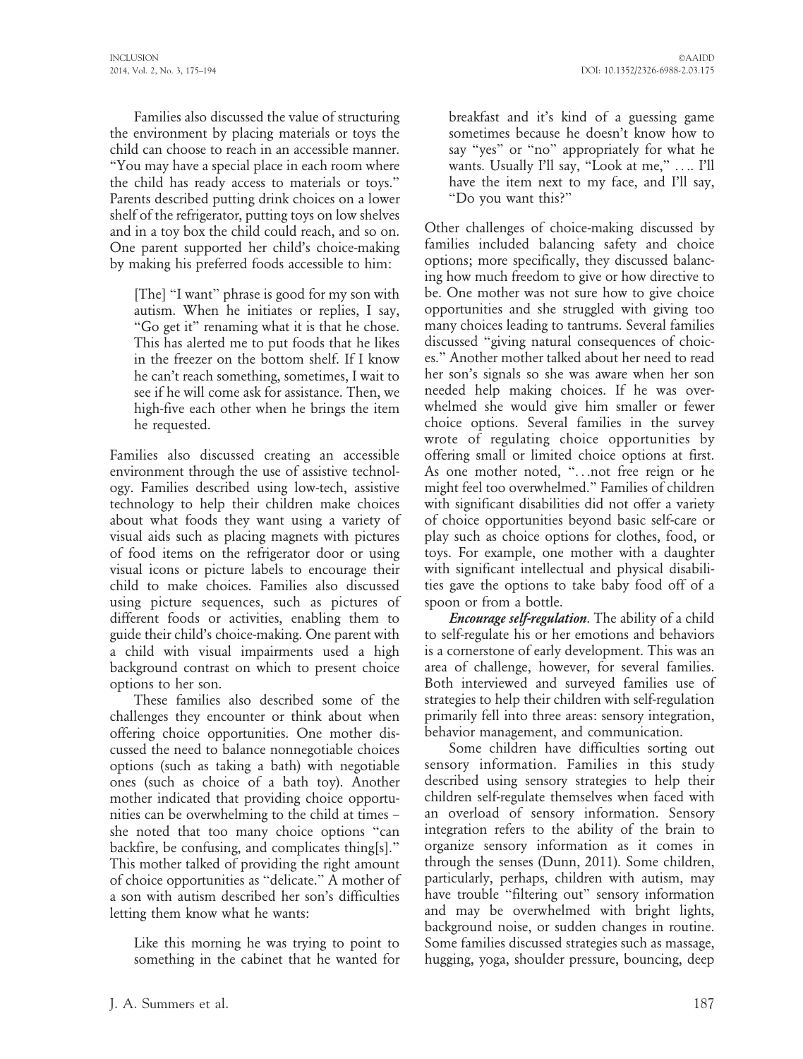Families also discussed the value of structuring the environment by placing materials or toys the child can choose to reach in an accessible manner. "You may have a special place in each room where the child has ready access to materials or toys." Parents described putting drink choices on a lower shelf of the refrigerator, putting toys on low shelves and in a toy box the child could reach, and so on. One parent supported her child's choice-making by making his preferred foods accessible to him:

> [The] "I want" phrase is good for my son with autism. When he initiates or replies, I say, "Go get it" renaming what it is that he chose. This has alerted me to put foods that he likes in the freezer on the bottom shelf. If I know he can't reach something, sometimes, I wait to see if he will come ask for assistance. Then, we high-five each other when he brings the item he requested.

Families also discussed creating an accessible environment through the use of assistive technology. Families described using low-tech, assistive technology to help their children make choices about what foods they want using a variety of visual aids such as placing magnets with pictures of food items on the refrigerator door or using visual icons or picture labels to encourage their child to make choices. Families also discussed using picture sequences, such as pictures of different foods or activities, enabling them to guide their child's choice-making. One parent with a child with visual impairments used a high background contrast on which to present choice options to her son.

These families also described some of the challenges they encounter or think about when offering choice opportunities. One mother discussed the need to balance nonnegotiable choices options (such as taking a bath) with negotiable ones (such as choice of a bath toy). Another mother indicated that providing choice opportunities can be overwhelming to the child at times – she noted that too many choice options "can backfire, be confusing, and complicates thing[s]." This mother talked of providing the right amount of choice opportunities as "delicate." A mother of a son with autism described her son's difficulties letting them know what he wants:

> Like this morning he was trying to point to something in the cabinet that he wanted for breakfast and it's kind of a guessing game sometimes because he doesn't know how to say "yes" or "no" appropriately for what he wants. Usually I'll say, "Look at me," …. I'll have the item next to my face, and I'll say, "Do you want this?"

Other challenges of choice-making discussed by families included balancing safety and choice options; more specifically, they discussed balancing how much freedom to give or how directive to be. One mother was not sure how to give choice opportunities and she struggled with giving too many choices leading to tantrums. Several families discussed "giving natural consequences of choices." Another mother talked about her need to read her son's signals so she was aware when her son needed help making choices. If he was overwhelmed she would give him smaller or fewer choice options. Several families in the survey wrote of regulating choice opportunities by offering small or limited choice options at first. As one mother noted, "…not free reign or he might feel too overwhelmed." Families of children with significant disabilities did not offer a variety of choice opportunities beyond basic self-care or play such as choice options for clothes, food, or toys. For example, one mother with a daughter with significant intellectual and physical disabilities gave the options to take baby food off of a spoon or from a bottle.

***Encourage self-regulation*.** The ability of a child to self-regulate his or her emotions and behaviors is a cornerstone of early development. This was an area of challenge, however, for several families. Both interviewed and surveyed families use of strategies to help their children with self-regulation primarily fell into three areas: sensory integration, behavior management, and communication.

Some children have difficulties sorting out sensory information. Families in this study described using sensory strategies to help their children self-regulate themselves when faced with an overload of sensory information. Sensory integration refers to the ability of the brain to organize sensory information as it comes in through the senses (Dunn, 2011). Some children, particularly, perhaps, children with autism, may have trouble "filtering out" sensory information and may be overwhelmed with bright lights, background noise, or sudden changes in routine. Some families discussed strategies such as massage, hugging, yoga, shoulder pressure, bouncing, deep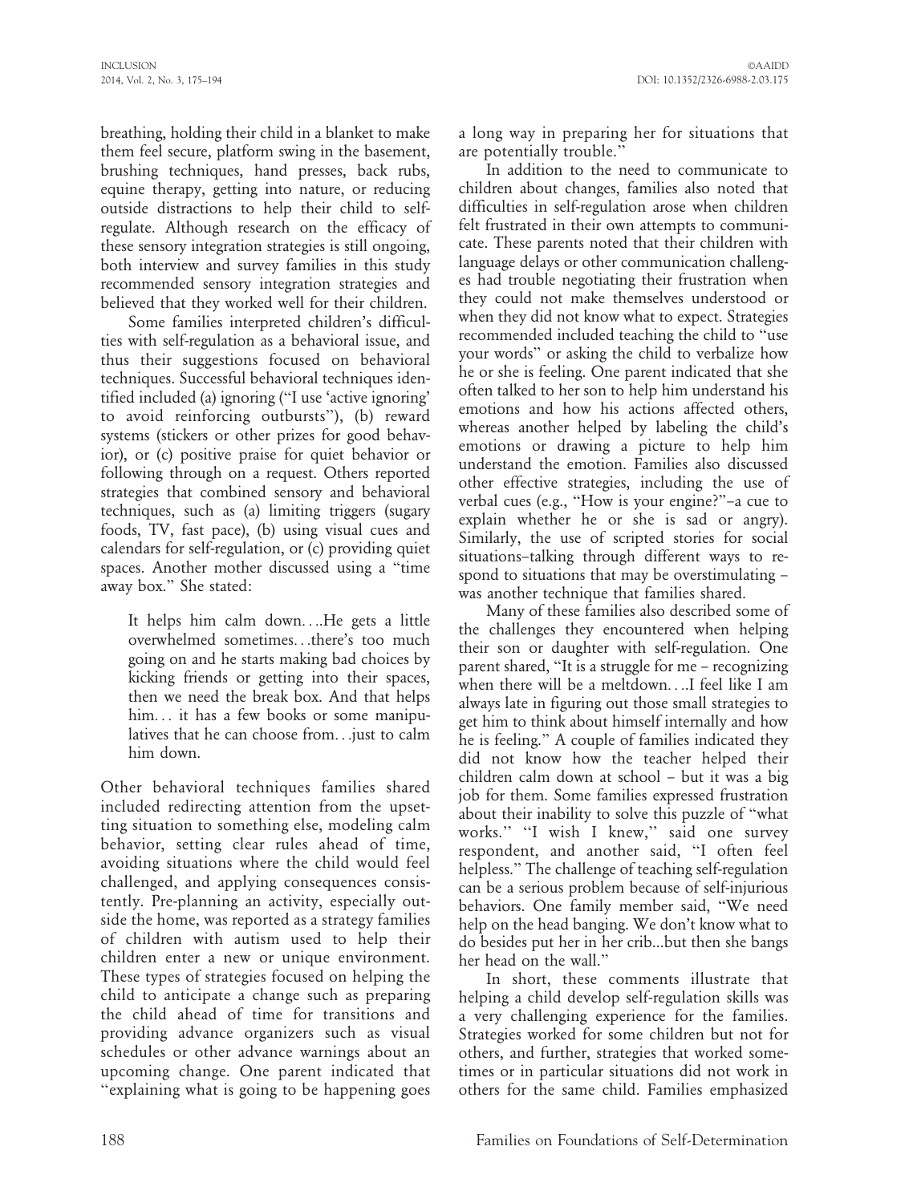breathing, holding their child in a blanket to make them feel secure, platform swing in the basement, brushing techniques, hand presses, back rubs, equine therapy, getting into nature, or reducing outside distractions to help their child to self-regulate. Although research on the efficacy of these sensory integration strategies is still ongoing, both interview and survey families in this study recommended sensory integration strategies and believed that they worked well for their children.

Some families interpreted children's difficulties with self-regulation as a behavioral issue, and thus their suggestions focused on behavioral techniques. Successful behavioral techniques identified included (a) ignoring ("I use 'active ignoring' to avoid reinforcing outbursts"), (b) reward systems (stickers or other prizes for good behavior), or (c) positive praise for quiet behavior or following through on a request. Others reported strategies that combined sensory and behavioral techniques, such as (a) limiting triggers (sugary foods, TV, fast pace), (b) using visual cues and calendars for self-regulation, or (c) providing quiet spaces. Another mother discussed using a "time away box." She stated:

> It helps him calm down….He gets a little overwhelmed sometimes…there's too much going on and he starts making bad choices by kicking friends or getting into their spaces, then we need the break box. And that helps him… it has a few books or some manipulatives that he can choose from…just to calm him down.

Other behavioral techniques families shared included redirecting attention from the upsetting situation to something else, modeling calm behavior, setting clear rules ahead of time, avoiding situations where the child would feel challenged, and applying consequences consistently. Pre-planning an activity, especially outside the home, was reported as a strategy families of children with autism used to help their children enter a new or unique environment. These types of strategies focused on helping the child to anticipate a change such as preparing the child ahead of time for transitions and providing advance organizers such as visual schedules or other advance warnings about an upcoming change. One parent indicated that "explaining what is going to be happening goes a long way in preparing her for situations that are potentially trouble."

In addition to the need to communicate to children about changes, families also noted that difficulties in self-regulation arose when children felt frustrated in their own attempts to communicate. These parents noted that their children with language delays or other communication challenges had trouble negotiating their frustration when they could not make themselves understood or when they did not know what to expect. Strategies recommended included teaching the child to "use your words" or asking the child to verbalize how he or she is feeling. One parent indicated that she often talked to her son to help him understand his emotions and how his actions affected others, whereas another helped by labeling the child's emotions or drawing a picture to help him understand the emotion. Families also discussed other effective strategies, including the use of verbal cues (e.g., "How is your engine?"–a cue to explain whether he or she is sad or angry). Similarly, the use of scripted stories for social situations–talking through different ways to respond to situations that may be overstimulating – was another technique that families shared.

Many of these families also described some of the challenges they encountered when helping their son or daughter with self-regulation. One parent shared, "It is a struggle for me – recognizing when there will be a meltdown….I feel like I am always late in figuring out those small strategies to get him to think about himself internally and how he is feeling." A couple of families indicated they did not know how the teacher helped their children calm down at school – but it was a big job for them. Some families expressed frustration about their inability to solve this puzzle of "what works." "I wish I knew," said one survey respondent, and another said, "I often feel helpless." The challenge of teaching self-regulation can be a serious problem because of self-injurious behaviors. One family member said, "We need help on the head banging. We don't know what to do besides put her in her crib...but then she bangs her head on the wall."

In short, these comments illustrate that helping a child develop self-regulation skills was a very challenging experience for the families. Strategies worked for some children but not for others, and further, strategies that worked sometimes or in particular situations did not work in others for the same child. Families emphasized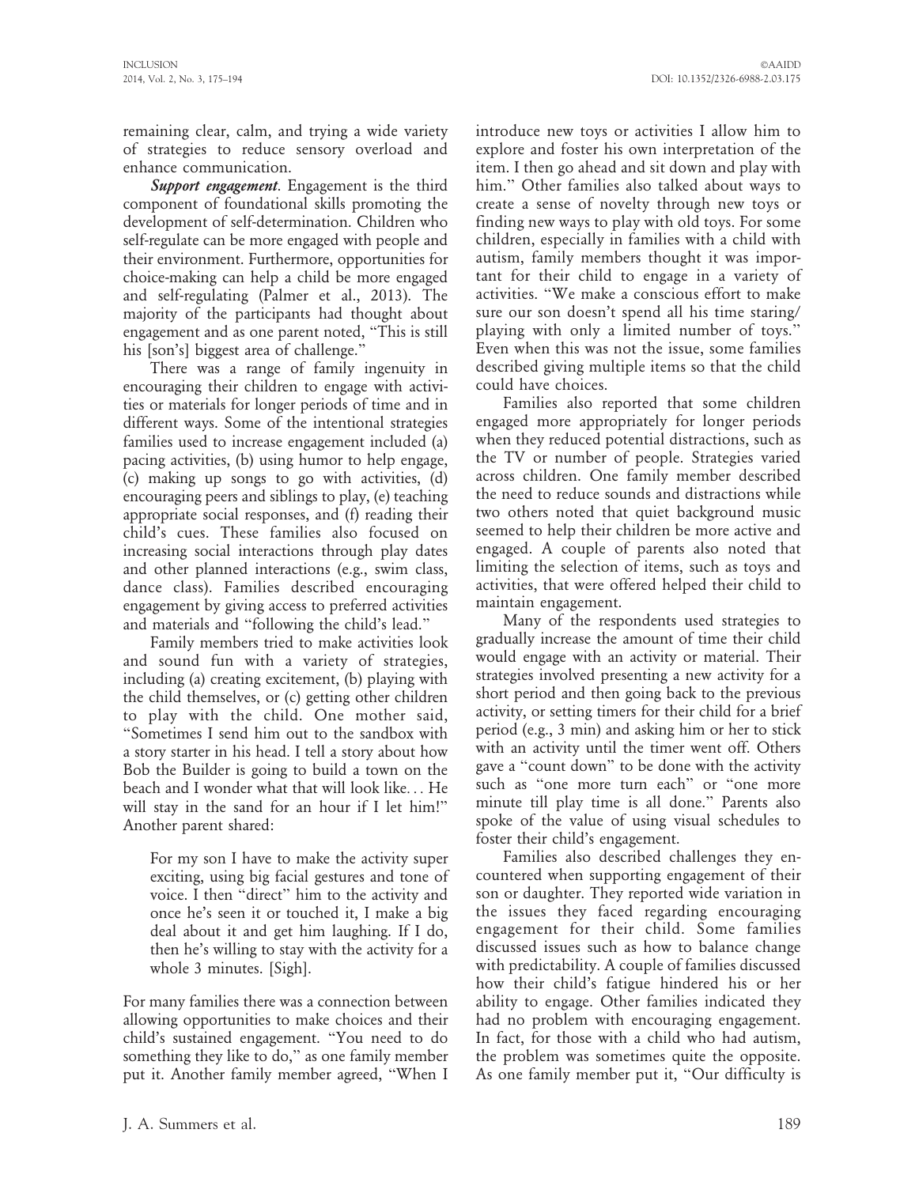remaining clear, calm, and trying a wide variety of strategies to reduce sensory overload and enhance communication.

***Support engagement***. Engagement is the third component of foundational skills promoting the development of self-determination. Children who self-regulate can be more engaged with people and their environment. Furthermore, opportunities for choice-making can help a child be more engaged and self-regulating (Palmer et al., 2013). The majority of the participants had thought about engagement and as one parent noted, "This is still his [son's] biggest area of challenge."

There was a range of family ingenuity in encouraging their children to engage with activities or materials for longer periods of time and in different ways. Some of the intentional strategies families used to increase engagement included (a) pacing activities, (b) using humor to help engage, (c) making up songs to go with activities, (d) encouraging peers and siblings to play, (e) teaching appropriate social responses, and (f) reading their child's cues. These families also focused on increasing social interactions through play dates and other planned interactions (e.g., swim class, dance class). Families described encouraging engagement by giving access to preferred activities and materials and "following the child's lead."

Family members tried to make activities look and sound fun with a variety of strategies, including (a) creating excitement, (b) playing with the child themselves, or (c) getting other children to play with the child. One mother said, "Sometimes I send him out to the sandbox with a story starter in his head. I tell a story about how Bob the Builder is going to build a town on the beach and I wonder what that will look like... He will stay in the sand for an hour if I let him!" Another parent shared:

> For my son I have to make the activity super exciting, using big facial gestures and tone of voice. I then "direct" him to the activity and once he's seen it or touched it, I make a big deal about it and get him laughing. If I do, then he's willing to stay with the activity for a whole 3 minutes. [Sigh].

For many families there was a connection between allowing opportunities to make choices and their child's sustained engagement. "You need to do something they like to do," as one family member put it. Another family member agreed, "When I introduce new toys or activities I allow him to explore and foster his own interpretation of the item. I then go ahead and sit down and play with him." Other families also talked about ways to create a sense of novelty through new toys or finding new ways to play with old toys. For some children, especially in families with a child with autism, family members thought it was important for their child to engage in a variety of activities. "We make a conscious effort to make sure our son doesn't spend all his time staring/playing with only a limited number of toys." Even when this was not the issue, some families described giving multiple items so that the child could have choices.

Families also reported that some children engaged more appropriately for longer periods when they reduced potential distractions, such as the TV or number of people. Strategies varied across children. One family member described the need to reduce sounds and distractions while two others noted that quiet background music seemed to help their children be more active and engaged. A couple of parents also noted that limiting the selection of items, such as toys and activities, that were offered helped their child to maintain engagement.

Many of the respondents used strategies to gradually increase the amount of time their child would engage with an activity or material. Their strategies involved presenting a new activity for a short period and then going back to the previous activity, or setting timers for their child for a brief period (e.g., 3 min) and asking him or her to stick with an activity until the timer went off. Others gave a "count down" to be done with the activity such as "one more turn each" or "one more minute till play time is all done." Parents also spoke of the value of using visual schedules to foster their child's engagement.

Families also described challenges they encountered when supporting engagement of their son or daughter. They reported wide variation in the issues they faced regarding encouraging engagement for their child. Some families discussed issues such as how to balance change with predictability. A couple of families discussed how their child's fatigue hindered his or her ability to engage. Other families indicated they had no problem with encouraging engagement. In fact, for those with a child who had autism, the problem was sometimes quite the opposite. As one family member put it, "Our difficulty is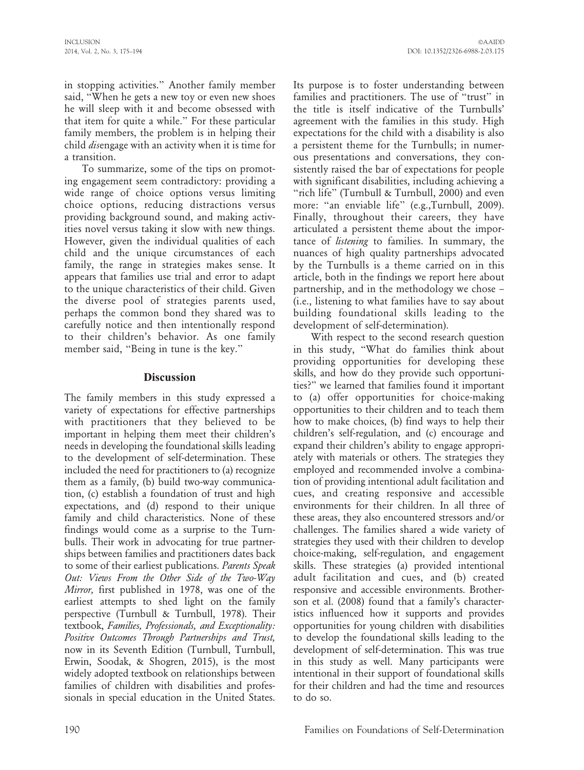in stopping activities." Another family member said, "When he gets a new toy or even new shoes he will sleep with it and become obsessed with that item for quite a while." For these particular family members, the problem is in helping their child *dis*engage with an activity when it is time for a transition.

To summarize, some of the tips on promoting engagement seem contradictory: providing a wide range of choice options versus limiting choice options, reducing distractions versus providing background sound, and making activities novel versus taking it slow with new things. However, given the individual qualities of each child and the unique circumstances of each family, the range in strategies makes sense. It appears that families use trial and error to adapt to the unique characteristics of their child. Given the diverse pool of strategies parents used, perhaps the common bond they shared was to carefully notice and then intentionally respond to their children's behavior. As one family member said, "Being in tune is the key."

## Discussion

The family members in this study expressed a variety of expectations for effective partnerships with practitioners that they believed to be important in helping them meet their children's needs in developing the foundational skills leading to the development of self-determination. These included the need for practitioners to (a) recognize them as a family, (b) build two-way communication, (c) establish a foundation of trust and high expectations, and (d) respond to their unique family and child characteristics. None of these findings would come as a surprise to the Turnbulls. Their work in advocating for true partnerships between families and practitioners dates back to some of their earliest publications. *Parents Speak Out: Views From the Other Side of the Two-Way Mirror,* first published in 1978, was one of the earliest attempts to shed light on the family perspective (Turnbull & Turnbull, 1978). Their textbook, *Families, Professionals, and Exceptionality: Positive Outcomes Through Partnerships and Trust,* now in its Seventh Edition (Turnbull, Turnbull, Erwin, Soodak, & Shogren, 2015), is the most widely adopted textbook on relationships between families of children with disabilities and professionals in special education in the United States. Its purpose is to foster understanding between families and practitioners. The use of "trust" in the title is itself indicative of the Turnbulls' agreement with the families in this study. High expectations for the child with a disability is also a persistent theme for the Turnbulls; in numerous presentations and conversations, they consistently raised the bar of expectations for people with significant disabilities, including achieving a "rich life" (Turnbull & Turnbull, 2000) and even more: "an enviable life" (e.g.,Turnbull, 2009). Finally, throughout their careers, they have articulated a persistent theme about the importance of *listening* to families. In summary, the nuances of high quality partnerships advocated by the Turnbulls is a theme carried on in this article, both in the findings we report here about partnership, and in the methodology we chose – (i.e., listening to what families have to say about building foundational skills leading to the development of self-determination).

With respect to the second research question in this study, "What do families think about providing opportunities for developing these skills, and how do they provide such opportunities?" we learned that families found it important to (a) offer opportunities for choice-making opportunities to their children and to teach them how to make choices, (b) find ways to help their children's self-regulation, and (c) encourage and expand their children's ability to engage appropriately with materials or others. The strategies they employed and recommended involve a combination of providing intentional adult facilitation and cues, and creating responsive and accessible environments for their children. In all three of these areas, they also encountered stressors and/or challenges. The families shared a wide variety of strategies they used with their children to develop choice-making, self-regulation, and engagement skills. These strategies (a) provided intentional adult facilitation and cues, and (b) created responsive and accessible environments. Brotherson et al. (2008) found that a family's characteristics influenced how it supports and provides opportunities for young children with disabilities to develop the foundational skills leading to the development of self-determination. This was true in this study as well. Many participants were intentional in their support of foundational skills for their children and had the time and resources to do so.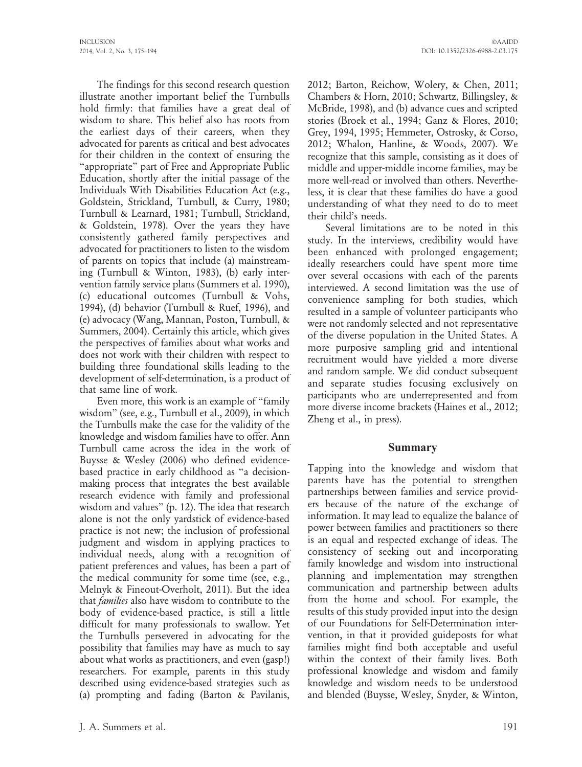The findings for this second research question illustrate another important belief the Turnbulls hold firmly: that families have a great deal of wisdom to share. This belief also has roots from the earliest days of their careers, when they advocated for parents as critical and best advocates for their children in the context of ensuring the "appropriate" part of Free and Appropriate Public Education, shortly after the initial passage of the Individuals With Disabilities Education Act (e.g., Goldstein, Strickland, Turnbull, & Curry, 1980; Turnbull & Learnard, 1981; Turnbull, Strickland, & Goldstein, 1978). Over the years they have consistently gathered family perspectives and advocated for practitioners to listen to the wisdom of parents on topics that include (a) mainstreaming (Turnbull & Winton, 1983), (b) early intervention family service plans (Summers et al. 1990), (c) educational outcomes (Turnbull & Vohs, 1994), (d) behavior (Turnbull & Ruef, 1996), and (e) advocacy (Wang, Mannan, Poston, Turnbull, & Summers, 2004). Certainly this article, which gives the perspectives of families about what works and does not work with their children with respect to building three foundational skills leading to the development of self-determination, is a product of that same line of work.

Even more, this work is an example of "family wisdom" (see, e.g., Turnbull et al., 2009), in which the Turnbulls make the case for the validity of the knowledge and wisdom families have to offer. Ann Turnbull came across the idea in the work of Buysse & Wesley (2006) who defined evidence-based practice in early childhood as "a decision-making process that integrates the best available research evidence with family and professional wisdom and values" (p. 12). The idea that research alone is not the only yardstick of evidence-based practice is not new; the inclusion of professional judgment and wisdom in applying practices to individual needs, along with a recognition of patient preferences and values, has been a part of the medical community for some time (see, e.g., Melnyk & Fineout-Overholt, 2011). But the idea that *families* also have wisdom to contribute to the body of evidence-based practice, is still a little difficult for many professionals to swallow. Yet the Turnbulls persevered in advocating for the possibility that families may have as much to say about what works as practitioners, and even (gasp!) researchers. For example, parents in this study described using evidence-based strategies such as (a) prompting and fading (Barton & Pavilanis, 2012; Barton, Reichow, Wolery, & Chen, 2011; Chambers & Horn, 2010; Schwartz, Billingsley, & McBride, 1998), and (b) advance cues and scripted stories (Broek et al., 1994; Ganz & Flores, 2010; Grey, 1994, 1995; Hemmeter, Ostrosky, & Corso, 2012; Whalon, Hanline, & Woods, 2007). We recognize that this sample, consisting as it does of middle and upper-middle income families, may be more well-read or involved than others. Nevertheless, it is clear that these families do have a good understanding of what they need to do to meet their child's needs.

Several limitations are to be noted in this study. In the interviews, credibility would have been enhanced with prolonged engagement; ideally researchers could have spent more time over several occasions with each of the parents interviewed. A second limitation was the use of convenience sampling for both studies, which resulted in a sample of volunteer participants who were not randomly selected and not representative of the diverse population in the United States. A more purposive sampling grid and intentional recruitment would have yielded a more diverse and random sample. We did conduct subsequent and separate studies focusing exclusively on participants who are underrepresented and from more diverse income brackets (Haines et al., 2012; Zheng et al., in press).

## Summary

Tapping into the knowledge and wisdom that parents have has the potential to strengthen partnerships between families and service providers because of the nature of the exchange of information. It may lead to equalize the balance of power between families and practitioners so there is an equal and respected exchange of ideas. The consistency of seeking out and incorporating family knowledge and wisdom into instructional planning and implementation may strengthen communication and partnership between adults from the home and school. For example, the results of this study provided input into the design of our Foundations for Self-Determination intervention, in that it provided guideposts for what families might find both acceptable and useful within the context of their family lives. Both professional knowledge and wisdom and family knowledge and wisdom needs to be understood and blended (Buysse, Wesley, Snyder, & Winton,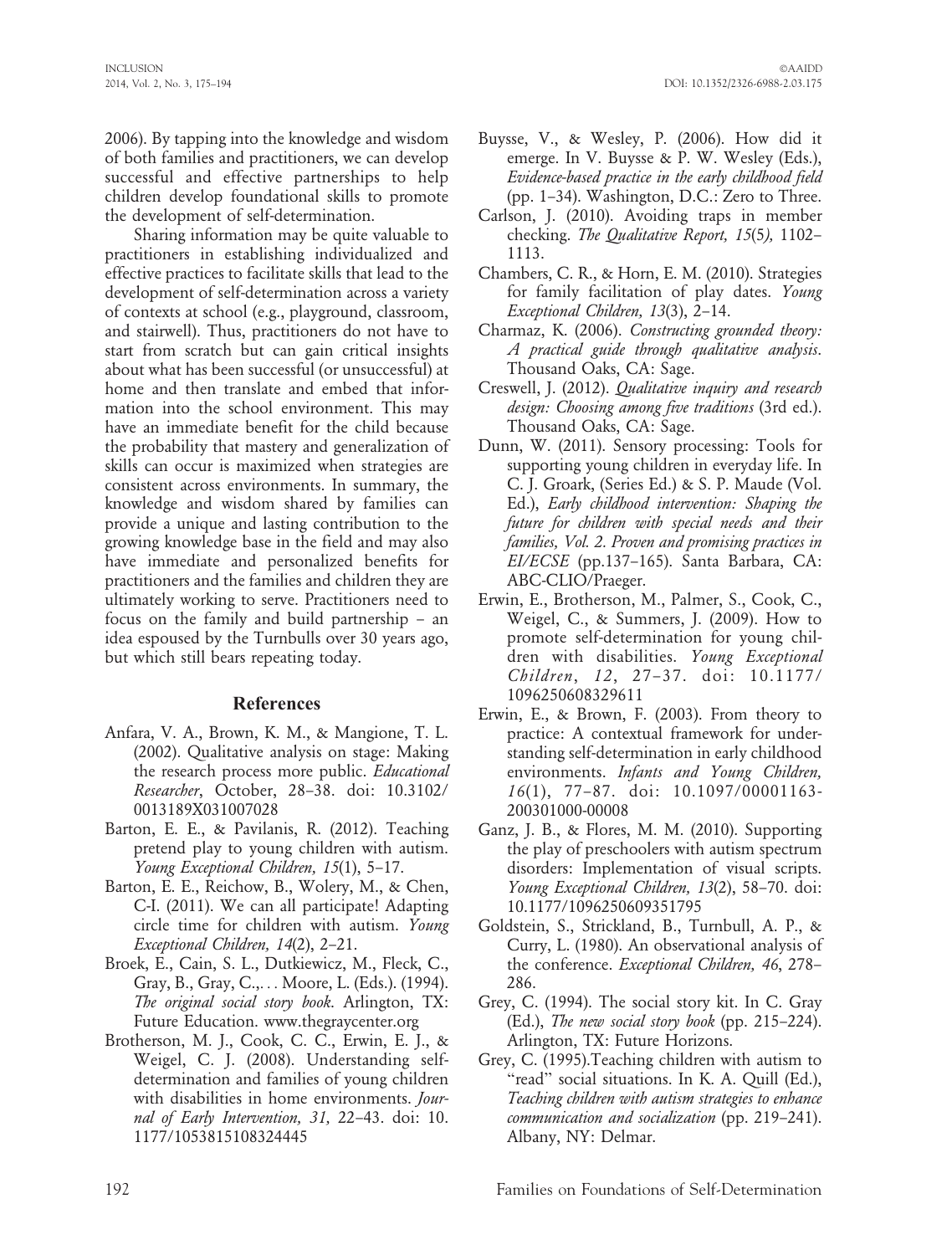2006). By tapping into the knowledge and wisdom of both families and practitioners, we can develop successful and effective partnerships to help children develop foundational skills to promote the development of self-determination.

Sharing information may be quite valuable to practitioners in establishing individualized and effective practices to facilitate skills that lead to the development of self-determination across a variety of contexts at school (e.g., playground, classroom, and stairwell). Thus, practitioners do not have to start from scratch but can gain critical insights about what has been successful (or unsuccessful) at home and then translate and embed that information into the school environment. This may have an immediate benefit for the child because the probability that mastery and generalization of skills can occur is maximized when strategies are consistent across environments. In summary, the knowledge and wisdom shared by families can provide a unique and lasting contribution to the growing knowledge base in the field and may also have immediate and personalized benefits for practitioners and the families and children they are ultimately working to serve. Practitioners need to focus on the family and build partnership – an idea espoused by the Turnbulls over 30 years ago, but which still bears repeating today.

## References

Anfara, V. A., Brown, K. M., & Mangione, T. L. (2002). Qualitative analysis on stage: Making the research process more public. *Educational Researcher*, October, 28–38. doi: 10.3102/0013189X031007028

Barton, E. E., & Pavilanis, R. (2012). Teaching pretend play to young children with autism. *Young Exceptional Children, 15*(1), 5–17.

Barton, E. E., Reichow, B., Wolery, M., & Chen, C-I. (2011). We can all participate! Adapting circle time for children with autism. *Young Exceptional Children, 14*(2), 2–21.

Broek, E., Cain, S. L., Dutkiewicz, M., Fleck, C., Gray, B., Gray, C.,. . . Moore, L. (Eds.). (1994). *The original social story book.* Arlington, TX: Future Education. www.thegraycenter.org

Brotherson, M. J., Cook, C. C., Erwin, E. J., & Weigel, C. J. (2008). Understanding self-determination and families of young children with disabilities in home environments. *Journal of Early Intervention, 31,* 22–43. doi: 10.1177/1053815108324445

Buysse, V., & Wesley, P. (2006). How did it emerge. In V. Buysse & P. W. Wesley (Eds.), *Evidence-based practice in the early childhood field* (pp. 1–34). Washington, D.C.: Zero to Three.

Carlson, J. (2010). Avoiding traps in member checking. *The Qualitative Report, 15*(5*),* 1102–1113.

Chambers, C. R., & Horn, E. M. (2010). Strategies for family facilitation of play dates. *Young Exceptional Children, 13*(3), 2–14.

Charmaz, K. (2006). *Constructing grounded theory: A practical guide through qualitative analysis*. Thousand Oaks, CA: Sage.

Creswell, J. (2012). *Qualitative inquiry and research design: Choosing among five traditions* (3rd ed.). Thousand Oaks, CA: Sage.

Dunn, W. (2011). Sensory processing: Tools for supporting young children in everyday life. In C. J. Groark, (Series Ed.) & S. P. Maude (Vol. Ed.), *Early childhood intervention: Shaping the future for children with special needs and their families, Vol. 2. Proven and promising practices in EI/ECSE* (pp.137–165). Santa Barbara, CA: ABC-CLIO/Praeger.

Erwin, E., Brotherson, M., Palmer, S., Cook, C., Weigel, C., & Summers, J. (2009). How to promote self-determination for young children with disabilities. *Young Exceptional Children*, *12*, 27–37. doi: 10.1177/1096250608329611

Erwin, E., & Brown, F. (2003). From theory to practice: A contextual framework for understanding self-determination in early childhood environments. *Infants and Young Children, 16*(1), 77–87. doi: 10.1097/00001163-200301000-00008

Ganz, J. B., & Flores, M. M. (2010). Supporting the play of preschoolers with autism spectrum disorders: Implementation of visual scripts. *Young Exceptional Children, 13*(2), 58–70. doi: 10.1177/1096250609351795

Goldstein, S., Strickland, B., Turnbull, A. P., & Curry, L. (1980). An observational analysis of the conference. *Exceptional Children, 46*, 278–286.

Grey, C. (1994). The social story kit. In C. Gray (Ed.), *The new social story book* (pp. 215–224). Arlington, TX: Future Horizons.

Grey, C. (1995).Teaching children with autism to "read" social situations. In K. A. Quill (Ed.), *Teaching children with autism strategies to enhance communication and socialization* (pp. 219–241). Albany, NY: Delmar.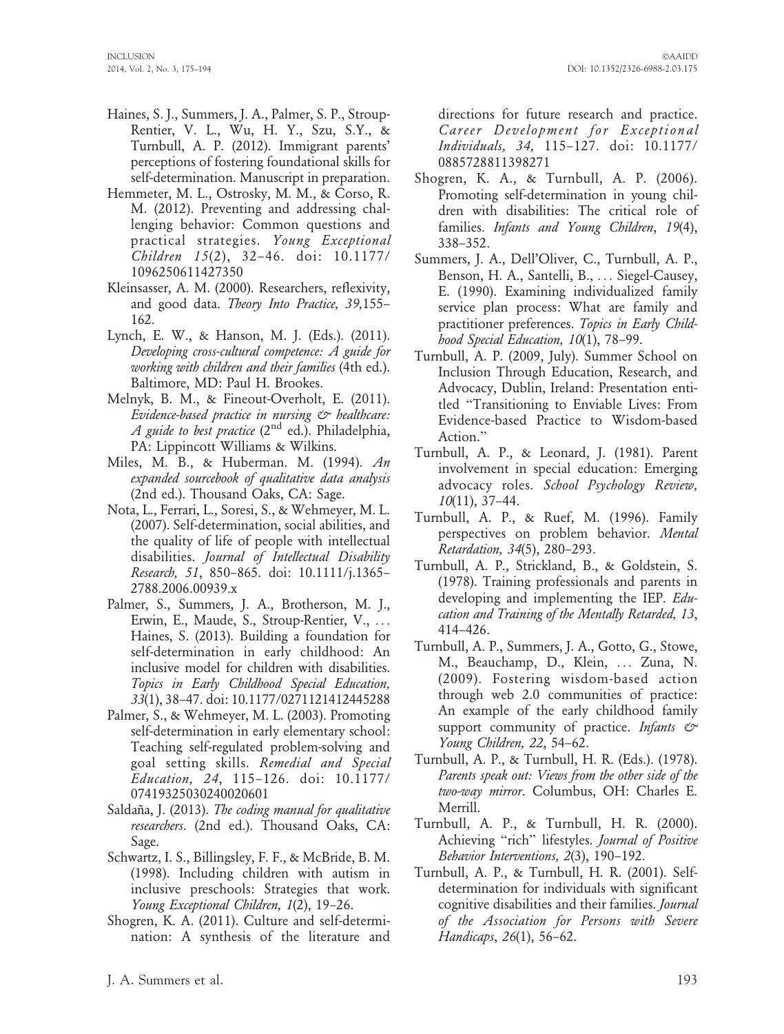Haines, S. J., Summers, J. A., Palmer, S. P., Stroup-Rentier, V. L., Wu, H. Y., Szu, S.Y., & Turnbull, A. P. (2012). Immigrant parents' perceptions of fostering foundational skills for self-determination. Manuscript in preparation.

Hemmeter, M. L., Ostrosky, M. M., & Corso, R. M. (2012). Preventing and addressing challenging behavior: Common questions and practical strategies. *Young Exceptional Children 15*(2), 32–46. doi: 10.1177/1096250611427350

Kleinsasser, A. M. (2000). Researchers, reflexivity, and good data. *Theory Into Practice, 39*,155–162.

Lynch, E. W., & Hanson, M. J. (Eds.). (2011). *Developing cross-cultural competence: A guide for working with children and their families* (4th ed.). Baltimore, MD: Paul H. Brookes.

Melnyk, B. M., & Fineout-Overholt, E. (2011). *Evidence-based practice in nursing & healthcare: A guide to best practice* (2nd ed.). Philadelphia, PA: Lippincott Williams & Wilkins.

Miles, M. B., & Huberman. M. (1994). *An expanded sourcebook of qualitative data analysis* (2nd ed.). Thousand Oaks, CA: Sage.

Nota, L., Ferrari, L., Soresi, S., & Wehmeyer, M. L. (2007). Self-determination, social abilities, and the quality of life of people with intellectual disabilities. *Journal of Intellectual Disability Research, 51*, 850–865. doi: 10.1111/j.1365–2788.2006.00939.x

Palmer, S., Summers, J. A., Brotherson, M. J., Erwin, E., Maude, S., Stroup-Rentier, V., … Haines, S. (2013). Building a foundation for self-determination in early childhood: An inclusive model for children with disabilities. *Topics in Early Childhood Special Education, 33*(1), 38–47. doi: 10.1177/0271121412445288

Palmer, S., & Wehmeyer, M. L. (2003). Promoting self-determination in early elementary school: Teaching self-regulated problem-solving and goal setting skills. *Remedial and Special Education, 24*, 115–126. doi: 10.1177/07419325030240020601

Saldaña, J. (2013). *The coding manual for qualitative researchers*. (2nd ed.). Thousand Oaks, CA: Sage.

Schwartz, I. S., Billingsley, F. F., & McBride, B. M. (1998). Including children with autism in inclusive preschools: Strategies that work. *Young Exceptional Children, 1*(2), 19–26.

Shogren, K. A. (2011). Culture and self-determination: A synthesis of the literature and directions for future research and practice. *Career Development for Exceptional Individuals, 34*, 115–127. doi: 10.1177/0885728811398271

Shogren, K. A., & Turnbull, A. P. (2006). Promoting self-determination in young children with disabilities: The critical role of families. *Infants and Young Children, 19*(4), 338–352.

Summers, J. A., Dell'Oliver, C., Turnbull, A. P., Benson, H. A., Santelli, B., … Siegel-Causey, E. (1990). Examining individualized family service plan process: What are family and practitioner preferences. *Topics in Early Childhood Special Education, 10*(1), 78–99.

Turnbull, A. P. (2009, July). Summer School on Inclusion Through Education, Research, and Advocacy, Dublin, Ireland: Presentation entitled "Transitioning to Enviable Lives: From Evidence-based Practice to Wisdom-based Action."

Turnbull, A. P., & Leonard, J. (1981). Parent involvement in special education: Emerging advocacy roles. *School Psychology Review, 10*(11), 37–44.

Turnbull, A. P., & Ruef, M. (1996). Family perspectives on problem behavior. *Mental Retardation, 34*(5), 280–293.

Turnbull, A. P., Strickland, B., & Goldstein, S. (1978). Training professionals and parents in developing and implementing the IEP. *Education and Training of the Mentally Retarded, 13*, 414–426.

Turnbull, A. P., Summers, J. A., Gotto, G., Stowe, M., Beauchamp, D., Klein, … Zuna, N. (2009). Fostering wisdom-based action through web 2.0 communities of practice: An example of the early childhood family support community of practice. *Infants & Young Children, 22*, 54–62.

Turnbull, A. P., & Turnbull, H. R. (Eds.). (1978). *Parents speak out: Views from the other side of the two-way mirror*. Columbus, OH: Charles E. Merrill.

Turnbull, A. P., & Turnbull, H. R. (2000). Achieving "rich" lifestyles. *Journal of Positive Behavior Interventions, 2*(3), 190–192.

Turnbull, A. P., & Turnbull, H. R. (2001). Self-determination for individuals with significant cognitive disabilities and their families. *Journal of the Association for Persons with Severe Handicaps*, *26*(1), 56–62.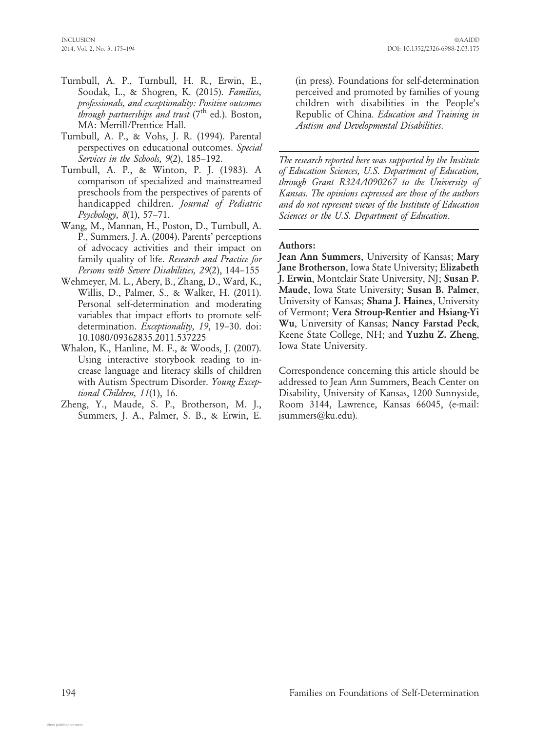Turnbull, A. P., Turnbull, H. R., Erwin, E., Soodak, L., & Shogren, K. (2015). *Families, professionals, and exceptionality: Positive outcomes through partnerships and trust* (7th ed.). Boston, MA: Merrill/Prentice Hall.

Turnbull, A. P., & Vohs, J. R. (1994). Parental perspectives on educational outcomes. *Special Services in the Schools, 9*(2), 185–192.

Turnbull, A. P., & Winton, P. J. (1983). A comparison of specialized and mainstreamed preschools from the perspectives of parents of handicapped children. *Journal of Pediatric Psychology, 8*(1), 57–71.

Wang, M., Mannan, H., Poston, D., Turnbull, A. P., Summers, J. A. (2004). Parents' perceptions of advocacy activities and their impact on family quality of life. *Research and Practice for Persons with Severe Disabilities, 29*(2), 144–155

Wehmeyer, M. L., Abery, B., Zhang, D., Ward, K., Willis, D., Palmer, S., & Walker, H. (2011). Personal self-determination and moderating variables that impact efforts to promote self-determination. *Exceptionality, 19*, 19–30. doi: 10.1080/09362835.2011.537225

Whalon, K., Hanline, M. F., & Woods, J. (2007). Using interactive storybook reading to increase language and literacy skills of children with Autism Spectrum Disorder. *Young Exceptional Children, 11*(1), 16.

Zheng, Y., Maude, S. P., Brotherson, M. J., Summers, J. A., Palmer, S. B., & Erwin, E. (in press). Foundations for self-determination perceived and promoted by families of young children with disabilities in the People's Republic of China. *Education and Training in Autism and Developmental Disabilities*.

---

*The research reported here was supported by the Institute of Education Sciences, U.S. Department of Education, through Grant R324A090267 to the University of Kansas. The opinions expressed are those of the authors and do not represent views of the Institute of Education Sciences or the U.S. Department of Education.*

---

**Authors:**

**Jean Ann Summers**, University of Kansas; **Mary Jane Brotherson**, Iowa State University; **Elizabeth J. Erwin**, Montclair State University, NJ; **Susan P. Maude**, Iowa State University; **Susan B. Palmer**, University of Kansas; **Shana J. Haines**, University of Vermont; **Vera Stroup-Rentier and Hsiang-Yi Wu**, University of Kansas; **Nancy Farstad Peck**, Keene State College, NH; and **Yuzhu Z. Zheng**, Iowa State University.

Correspondence concerning this article should be addressed to Jean Ann Summers, Beach Center on Disability, University of Kansas, 1200 Sunnyside, Room 3144, Lawrence, Kansas 66045, (e-mail: jsummers@ku.edu).